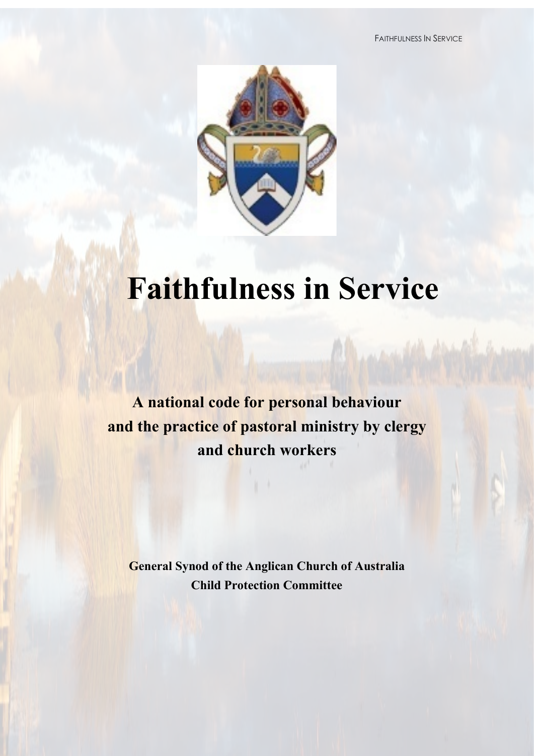# Faithfulness in Service

**A national code for personal behaviour and the practice of pastoral ministry by clergy and church workers**

**General Synod of the Anglican Church of Australia**
**Child Protection Committee**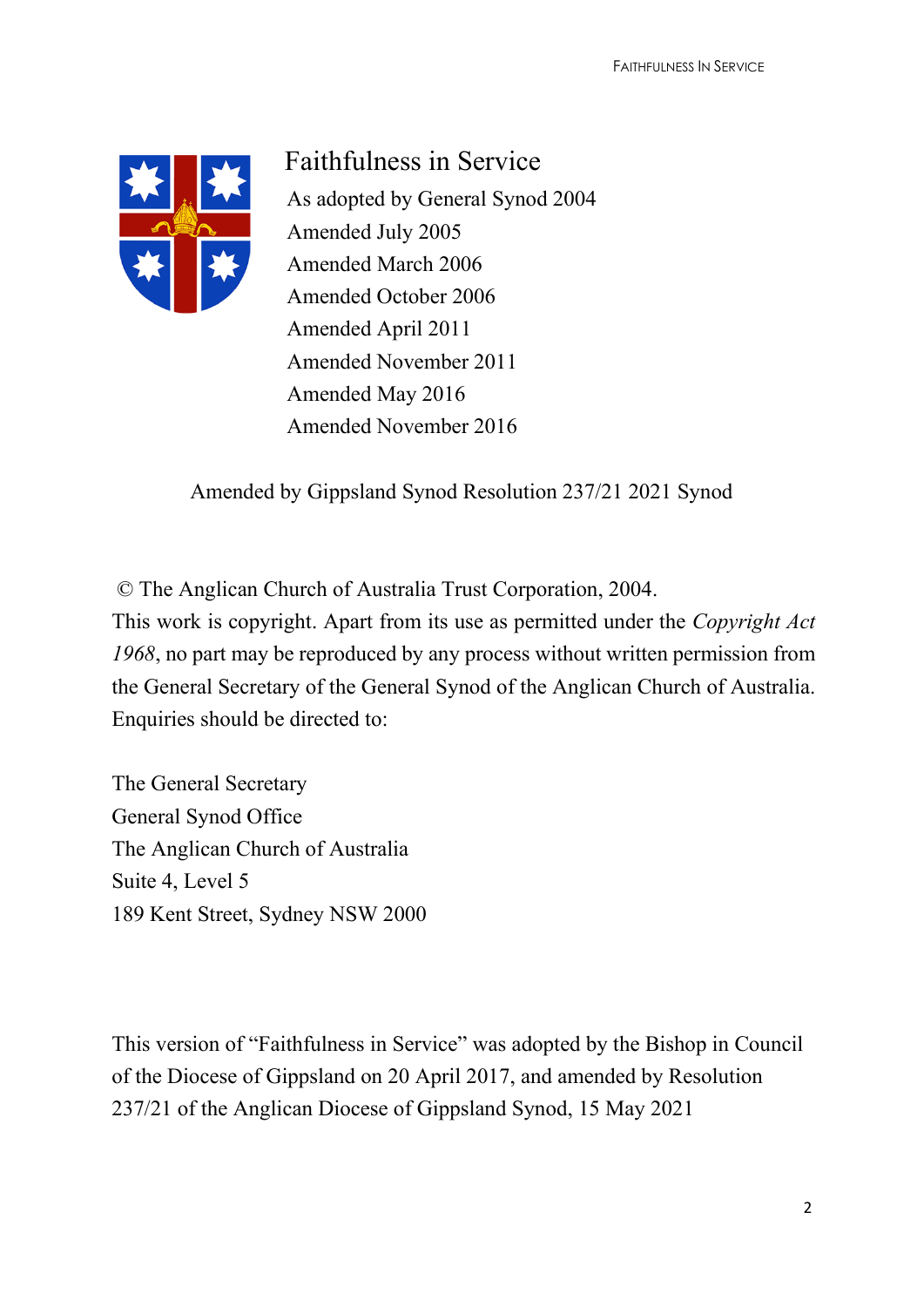# Faithfulness in Service

As adopted by General Synod 2004
Amended July 2005
Amended March 2006
Amended October 2006
Amended April 2011
Amended November 2011
Amended May 2016
Amended November 2016

Amended by Gippsland Synod Resolution 237/21 2021 Synod

© The Anglican Church of Australia Trust Corporation, 2004.
This work is copyright. Apart from its use as permitted under the *Copyright Act 1968*, no part may be reproduced by any process without written permission from the General Secretary of the General Synod of the Anglican Church of Australia. Enquiries should be directed to:

The General Secretary
General Synod Office
The Anglican Church of Australia
Suite 4, Level 5
189 Kent Street, Sydney NSW 2000

This version of "Faithfulness in Service" was adopted by the Bishop in Council of the Diocese of Gippsland on 20 April 2017, and amended by Resolution 237/21 of the Anglican Diocese of Gippsland Synod, 15 May 2021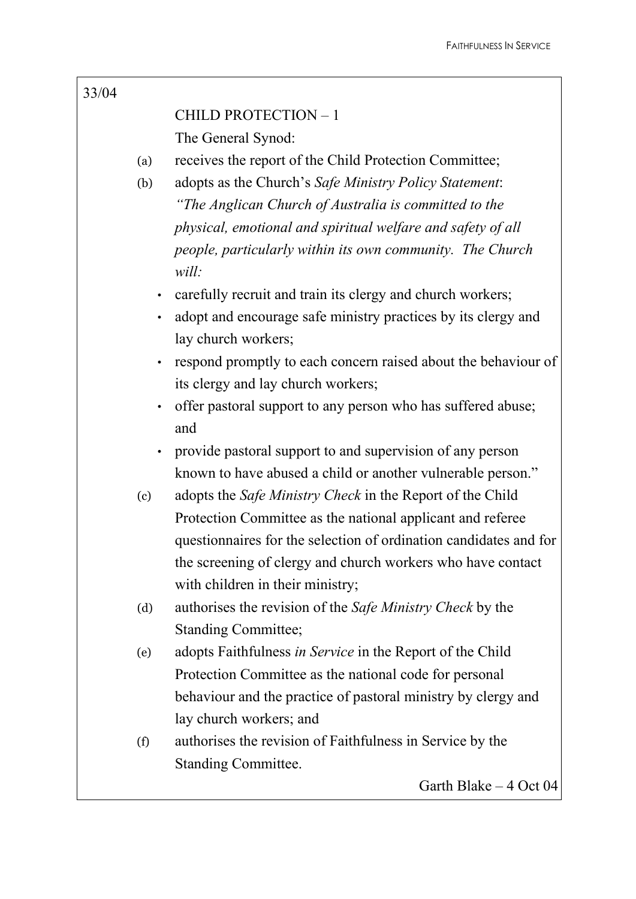33/04

CHILD PROTECTION – 1

The General Synod:

(a) receives the report of the Child Protection Committee;

(b) adopts as the Church's *Safe Ministry Policy Statement*: *"The Anglican Church of Australia is committed to the physical, emotional and spiritual welfare and safety of all people, particularly within its own community. The Church will:*

- carefully recruit and train its clergy and church workers;
- adopt and encourage safe ministry practices by its clergy and lay church workers;
- respond promptly to each concern raised about the behaviour of its clergy and lay church workers;
- offer pastoral support to any person who has suffered abuse; and
- provide pastoral support to and supervision of any person known to have abused a child or another vulnerable person."

(c) adopts the *Safe Ministry Check* in the Report of the Child Protection Committee as the national applicant and referee questionnaires for the selection of ordination candidates and for the screening of clergy and church workers who have contact with children in their ministry;

(d) authorises the revision of the *Safe Ministry Check* by the Standing Committee;

(e) adopts Faithfulness *in Service* in the Report of the Child Protection Committee as the national code for personal behaviour and the practice of pastoral ministry by clergy and lay church workers; and

(f) authorises the revision of Faithfulness in Service by the Standing Committee.

Garth Blake – 4 Oct 04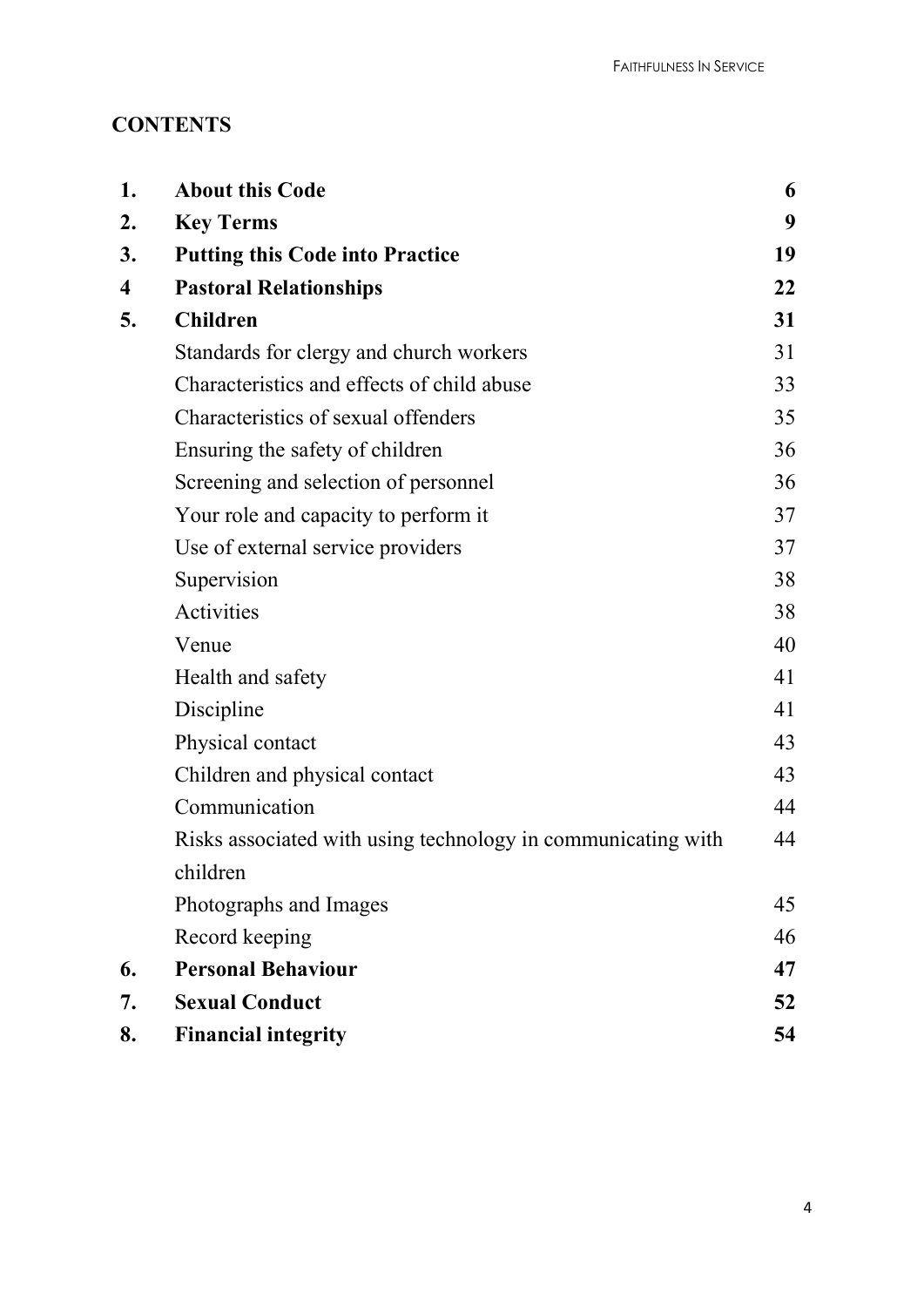## CONTENTS

| | | |
|---|---|---|
| **1.** | **About this Code** | **6** |
| **2.** | **Key Terms** | **9** |
| **3.** | **Putting this Code into Practice** | **19** |
| **4** | **Pastoral Relationships** | **22** |
| **5.** | **Children** | **31** |
| | Standards for clergy and church workers | 31 |
| | Characteristics and effects of child abuse | 33 |
| | Characteristics of sexual offenders | 35 |
| | Ensuring the safety of children | 36 |
| | Screening and selection of personnel | 36 |
| | Your role and capacity to perform it | 37 |
| | Use of external service providers | 37 |
| | Supervision | 38 |
| | Activities | 38 |
| | Venue | 40 |
| | Health and safety | 41 |
| | Discipline | 41 |
| | Physical contact | 43 |
| | Children and physical contact | 43 |
| | Communication | 44 |
| | Risks associated with using technology in communicating with children | 44 |
| | Photographs and Images | 45 |
| | Record keeping | 46 |
| **6.** | **Personal Behaviour** | **47** |
| **7.** | **Sexual Conduct** | **52** |
| **8.** | **Financial integrity** | **54** |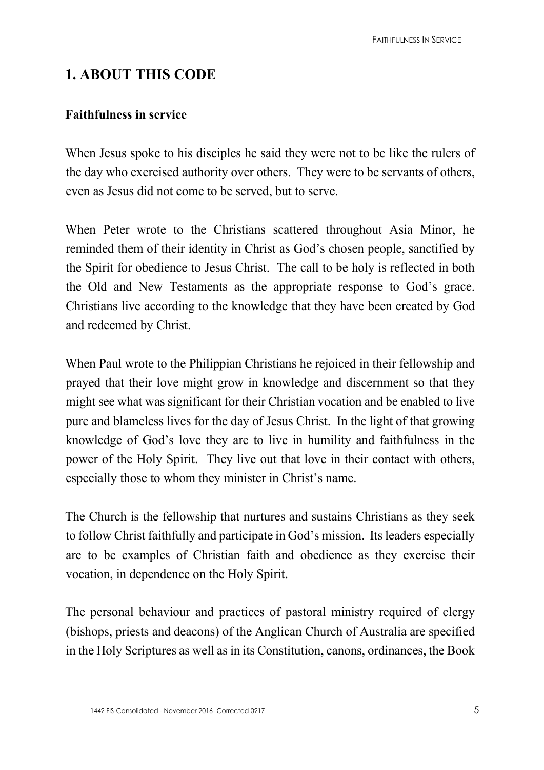## 1. ABOUT THIS CODE

### Faithfulness in service

When Jesus spoke to his disciples he said they were not to be like the rulers of the day who exercised authority over others. They were to be servants of others, even as Jesus did not come to be served, but to serve.

When Peter wrote to the Christians scattered throughout Asia Minor, he reminded them of their identity in Christ as God's chosen people, sanctified by the Spirit for obedience to Jesus Christ. The call to be holy is reflected in both the Old and New Testaments as the appropriate response to God's grace. Christians live according to the knowledge that they have been created by God and redeemed by Christ.

When Paul wrote to the Philippian Christians he rejoiced in their fellowship and prayed that their love might grow in knowledge and discernment so that they might see what was significant for their Christian vocation and be enabled to live pure and blameless lives for the day of Jesus Christ. In the light of that growing knowledge of God's love they are to live in humility and faithfulness in the power of the Holy Spirit. They live out that love in their contact with others, especially those to whom they minister in Christ's name.

The Church is the fellowship that nurtures and sustains Christians as they seek to follow Christ faithfully and participate in God's mission. Its leaders especially are to be examples of Christian faith and obedience as they exercise their vocation, in dependence on the Holy Spirit.

The personal behaviour and practices of pastoral ministry required of clergy (bishops, priests and deacons) of the Anglican Church of Australia are specified in the Holy Scriptures as well as in its Constitution, canons, ordinances, the Book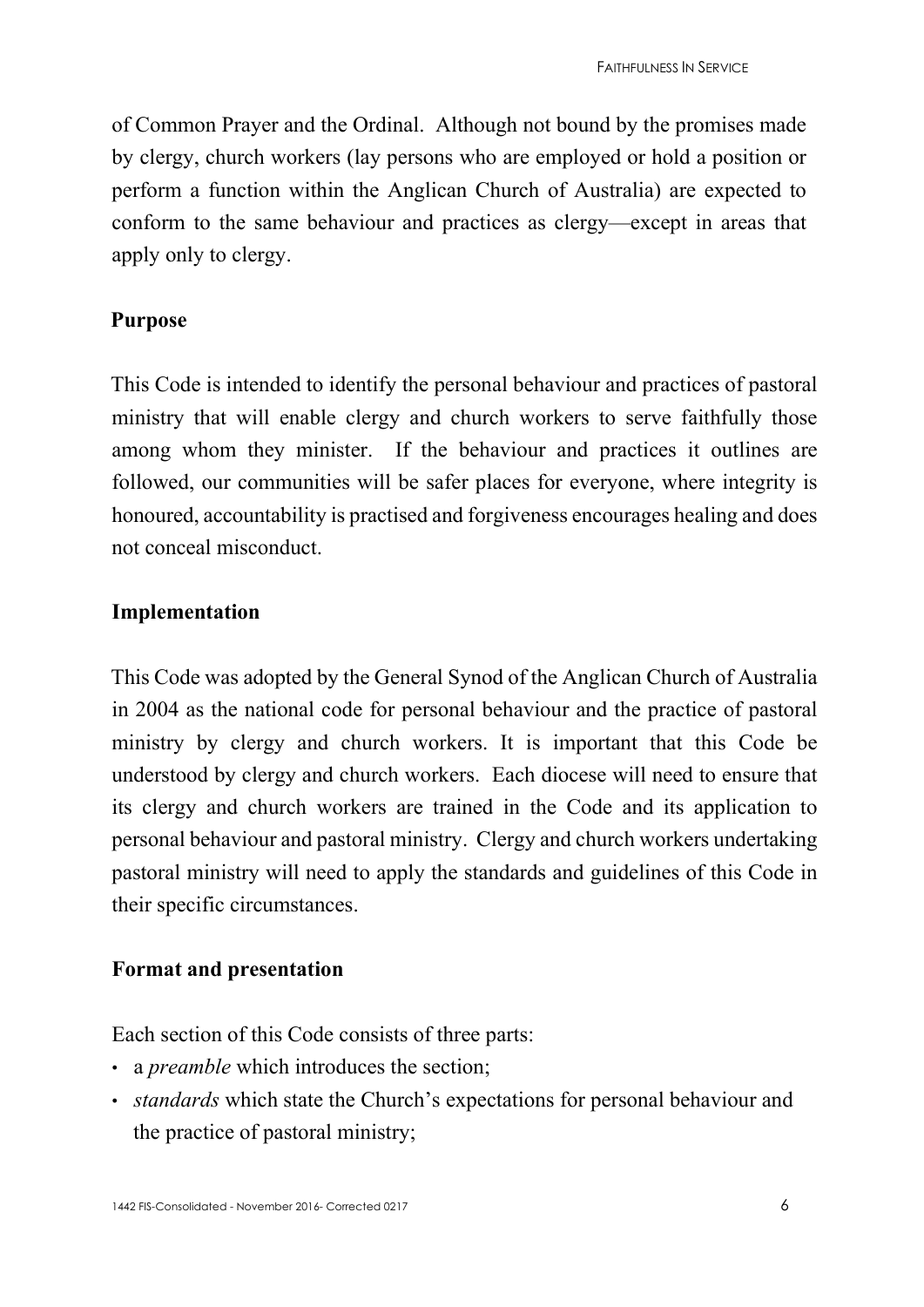of Common Prayer and the Ordinal. Although not bound by the promises made by clergy, church workers (lay persons who are employed or hold a position or perform a function within the Anglican Church of Australia) are expected to conform to the same behaviour and practices as clergy—except in areas that apply only to clergy.

**Purpose**

This Code is intended to identify the personal behaviour and practices of pastoral ministry that will enable clergy and church workers to serve faithfully those among whom they minister. If the behaviour and practices it outlines are followed, our communities will be safer places for everyone, where integrity is honoured, accountability is practised and forgiveness encourages healing and does not conceal misconduct.

**Implementation**

This Code was adopted by the General Synod of the Anglican Church of Australia in 2004 as the national code for personal behaviour and the practice of pastoral ministry by clergy and church workers. It is important that this Code be understood by clergy and church workers. Each diocese will need to ensure that its clergy and church workers are trained in the Code and its application to personal behaviour and pastoral ministry. Clergy and church workers undertaking pastoral ministry will need to apply the standards and guidelines of this Code in their specific circumstances.

**Format and presentation**

Each section of this Code consists of three parts:

- a *preamble* which introduces the section;
- *standards* which state the Church's expectations for personal behaviour and the practice of pastoral ministry;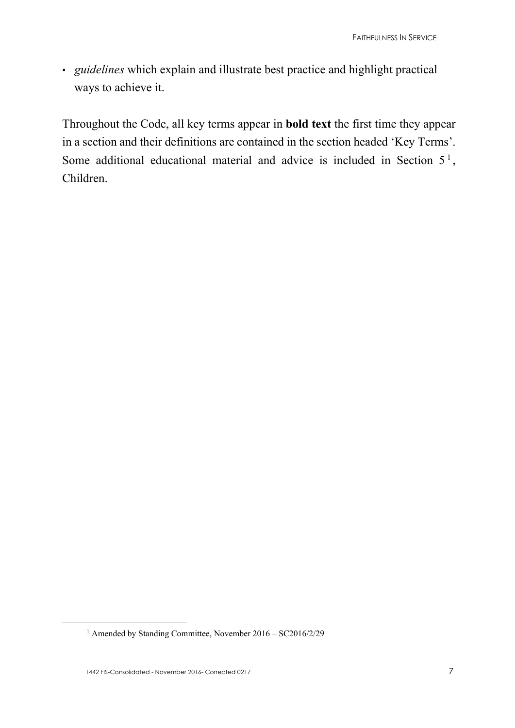- *guidelines* which explain and illustrate best practice and highlight practical ways to achieve it.

Throughout the Code, all key terms appear in **bold text** the first time they appear in a section and their definitions are contained in the section headed 'Key Terms'. Some additional educational material and advice is included in Section 5[1], Children.

[1] Amended by Standing Committee, November 2016 – SC2016/2/29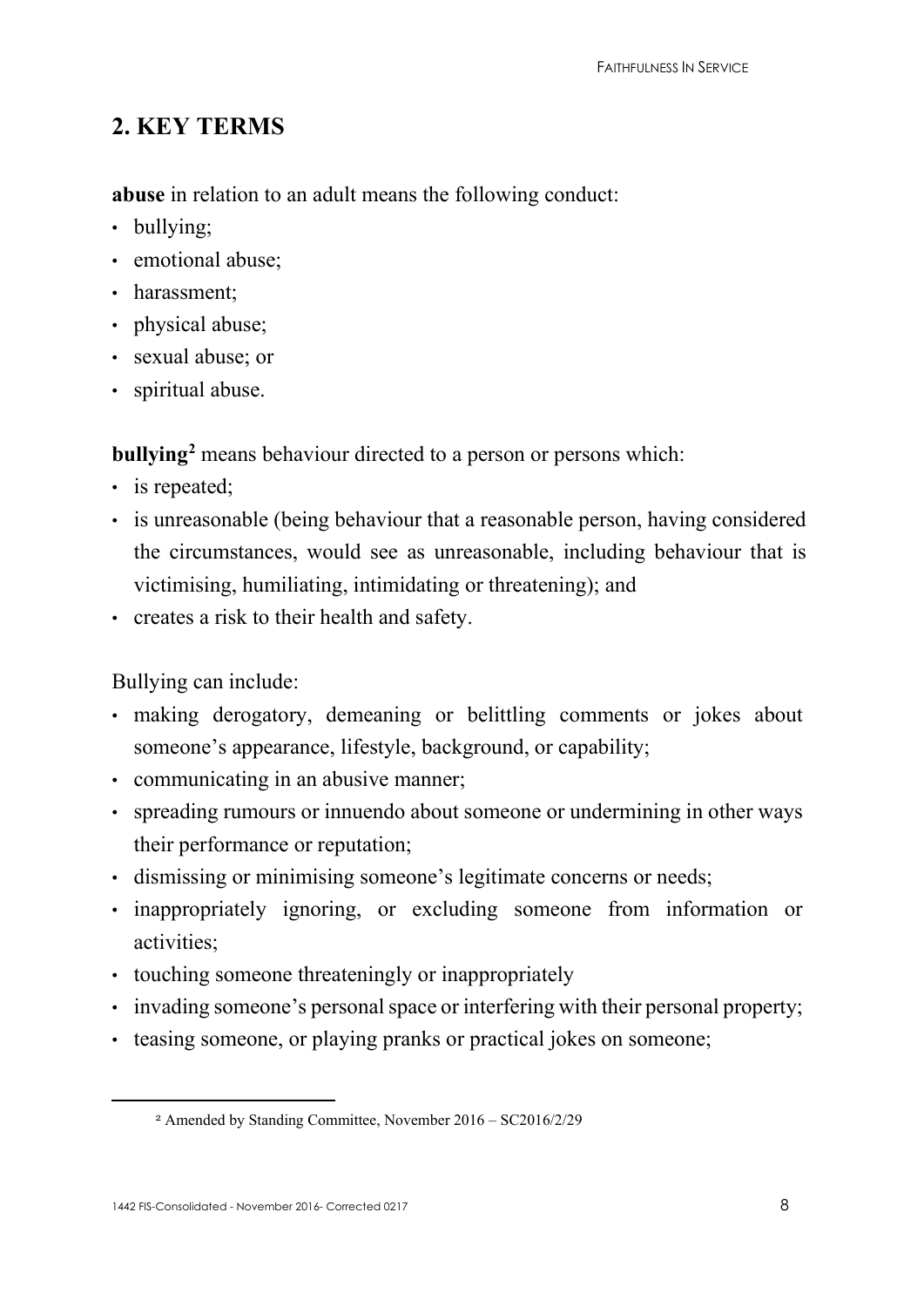## 2. KEY TERMS

**abuse** in relation to an adult means the following conduct:

- bullying;
- emotional abuse;
- harassment;
- physical abuse;
- sexual abuse; or
- spiritual abuse.

**bullying**[2] means behaviour directed to a person or persons which:

- is repeated;
- is unreasonable (being behaviour that a reasonable person, having considered the circumstances, would see as unreasonable, including behaviour that is victimising, humiliating, intimidating or threatening); and
- creates a risk to their health and safety.

Bullying can include:

- making derogatory, demeaning or belittling comments or jokes about someone's appearance, lifestyle, background, or capability;
- communicating in an abusive manner;
- spreading rumours or innuendo about someone or undermining in other ways their performance or reputation;
- dismissing or minimising someone's legitimate concerns or needs;
- inappropriately ignoring, or excluding someone from information or activities;
- touching someone threateningly or inappropriately
- invading someone's personal space or interfering with their personal property;
- teasing someone, or playing pranks or practical jokes on someone;

---

[2] Amended by Standing Committee, November 2016 – SC2016/2/29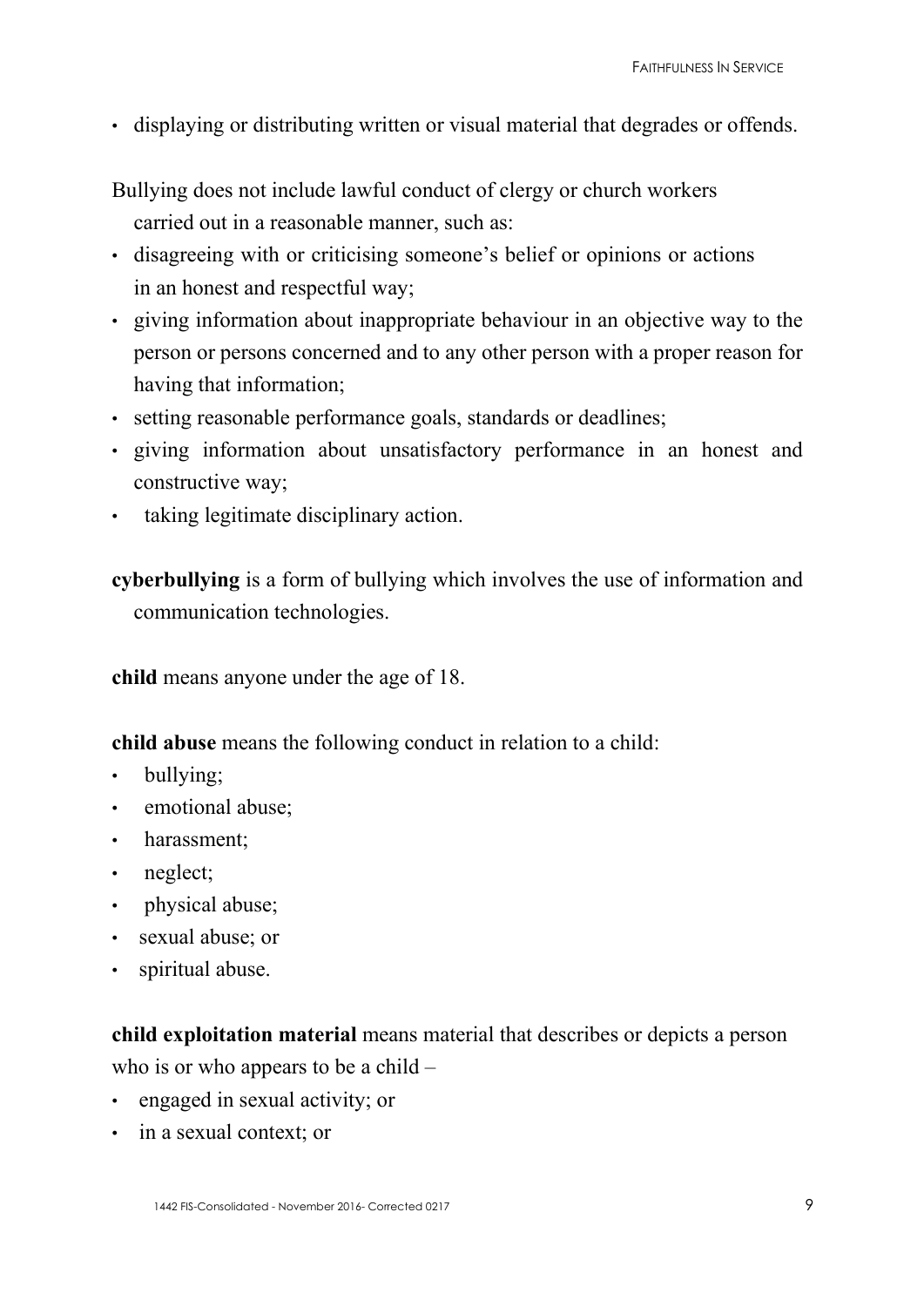- displaying or distributing written or visual material that degrades or offends.

Bullying does not include lawful conduct of clergy or church workers carried out in a reasonable manner, such as:

- disagreeing with or criticising someone's belief or opinions or actions in an honest and respectful way;
- giving information about inappropriate behaviour in an objective way to the person or persons concerned and to any other person with a proper reason for having that information;
- setting reasonable performance goals, standards or deadlines;
- giving information about unsatisfactory performance in an honest and constructive way;
- taking legitimate disciplinary action.

**cyberbullying** is a form of bullying which involves the use of information and communication technologies.

**child** means anyone under the age of 18.

**child abuse** means the following conduct in relation to a child:

- bullying;
- emotional abuse;
- harassment;
- neglect;
- physical abuse;
- sexual abuse; or
- spiritual abuse.

**child exploitation material** means material that describes or depicts a person who is or who appears to be a child –

- engaged in sexual activity; or
- in a sexual context; or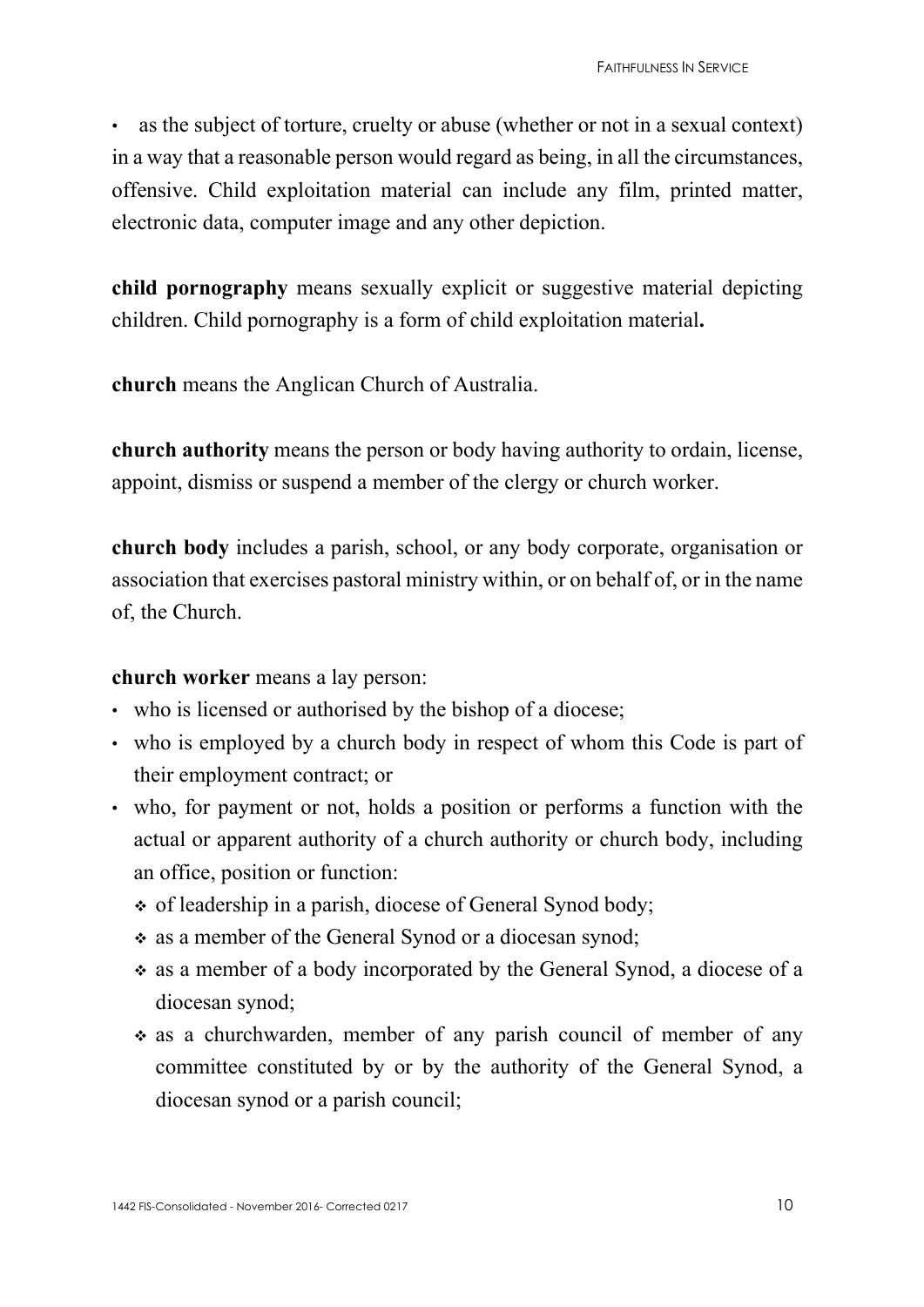- as the subject of torture, cruelty or abuse (whether or not in a sexual context) in a way that a reasonable person would regard as being, in all the circumstances, offensive. Child exploitation material can include any film, printed matter, electronic data, computer image and any other depiction.

**child pornography** means sexually explicit or suggestive material depicting children. Child pornography is a form of child exploitation material**.**

**church** means the Anglican Church of Australia.

**church authority** means the person or body having authority to ordain, license, appoint, dismiss or suspend a member of the clergy or church worker.

**church body** includes a parish, school, or any body corporate, organisation or association that exercises pastoral ministry within, or on behalf of, or in the name of, the Church.

**church worker** means a lay person:

- who is licensed or authorised by the bishop of a diocese;
- who is employed by a church body in respect of whom this Code is part of their employment contract; or
- who, for payment or not, holds a position or performs a function with the actual or apparent authority of a church authority or church body, including an office, position or function:
  - of leadership in a parish, diocese of General Synod body;
  - as a member of the General Synod or a diocesan synod;
  - as a member of a body incorporated by the General Synod, a diocese of a diocesan synod;
  - as a churchwarden, member of any parish council of member of any committee constituted by or by the authority of the General Synod, a diocesan synod or a parish council;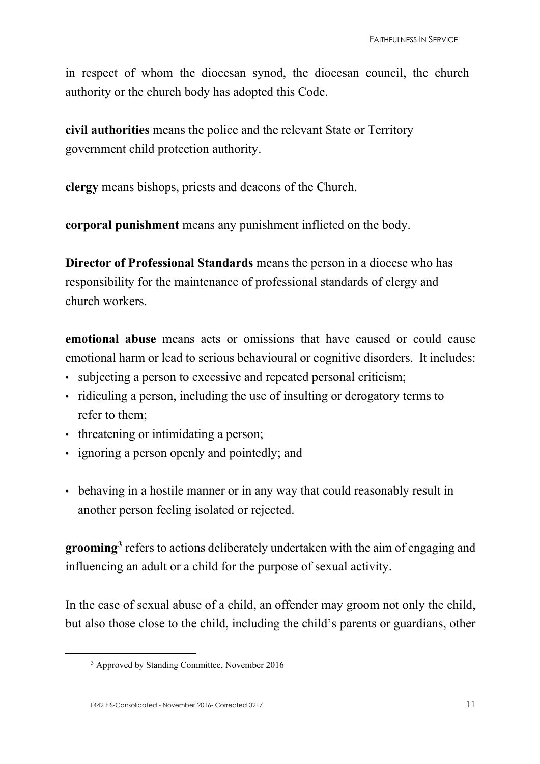in respect of whom the diocesan synod, the diocesan council, the church authority or the church body has adopted this Code.

**civil authorities** means the police and the relevant State or Territory government child protection authority.

**clergy** means bishops, priests and deacons of the Church.

**corporal punishment** means any punishment inflicted on the body.

**Director of Professional Standards** means the person in a diocese who has responsibility for the maintenance of professional standards of clergy and church workers.

**emotional abuse** means acts or omissions that have caused or could cause emotional harm or lead to serious behavioural or cognitive disorders. It includes:

- subjecting a person to excessive and repeated personal criticism;
- ridiculing a person, including the use of insulting or derogatory terms to refer to them;
- threatening or intimidating a person;
- ignoring a person openly and pointedly; and
- behaving in a hostile manner or in any way that could reasonably result in another person feeling isolated or rejected.

**grooming**[3] refers to actions deliberately undertaken with the aim of engaging and influencing an adult or a child for the purpose of sexual activity.

In the case of sexual abuse of a child, an offender may groom not only the child, but also those close to the child, including the child's parents or guardians, other

[3] Approved by Standing Committee, November 2016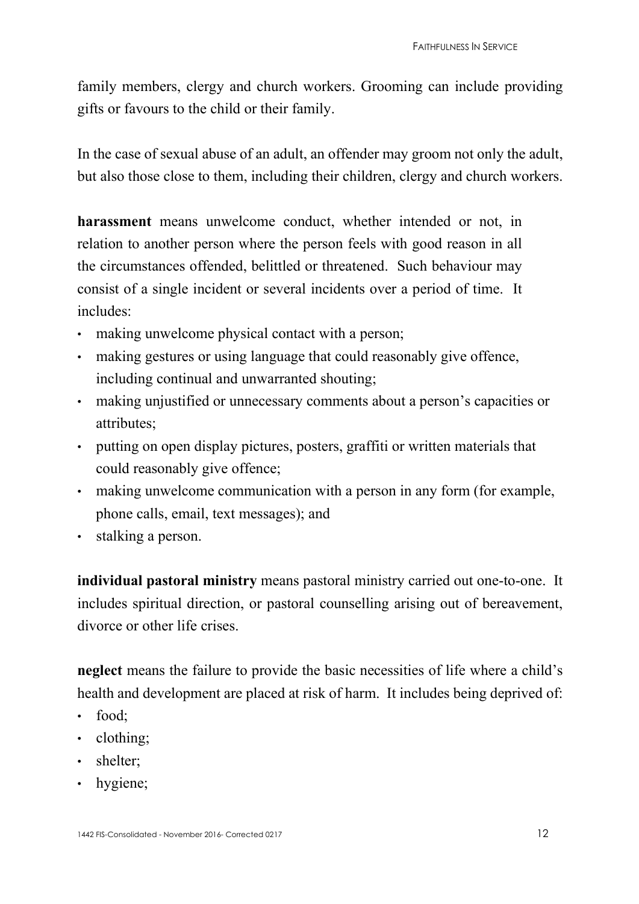family members, clergy and church workers. Grooming can include providing gifts or favours to the child or their family.

In the case of sexual abuse of an adult, an offender may groom not only the adult, but also those close to them, including their children, clergy and church workers.

**harassment** means unwelcome conduct, whether intended or not, in relation to another person where the person feels with good reason in all the circumstances offended, belittled or threatened. Such behaviour may consist of a single incident or several incidents over a period of time. It includes:

- making unwelcome physical contact with a person;
- making gestures or using language that could reasonably give offence, including continual and unwarranted shouting;
- making unjustified or unnecessary comments about a person's capacities or attributes;
- putting on open display pictures, posters, graffiti or written materials that could reasonably give offence;
- making unwelcome communication with a person in any form (for example, phone calls, email, text messages); and
- stalking a person.

**individual pastoral ministry** means pastoral ministry carried out one-to-one. It includes spiritual direction, or pastoral counselling arising out of bereavement, divorce or other life crises.

**neglect** means the failure to provide the basic necessities of life where a child's health and development are placed at risk of harm. It includes being deprived of:

- food;
- clothing;
- shelter;
- hygiene;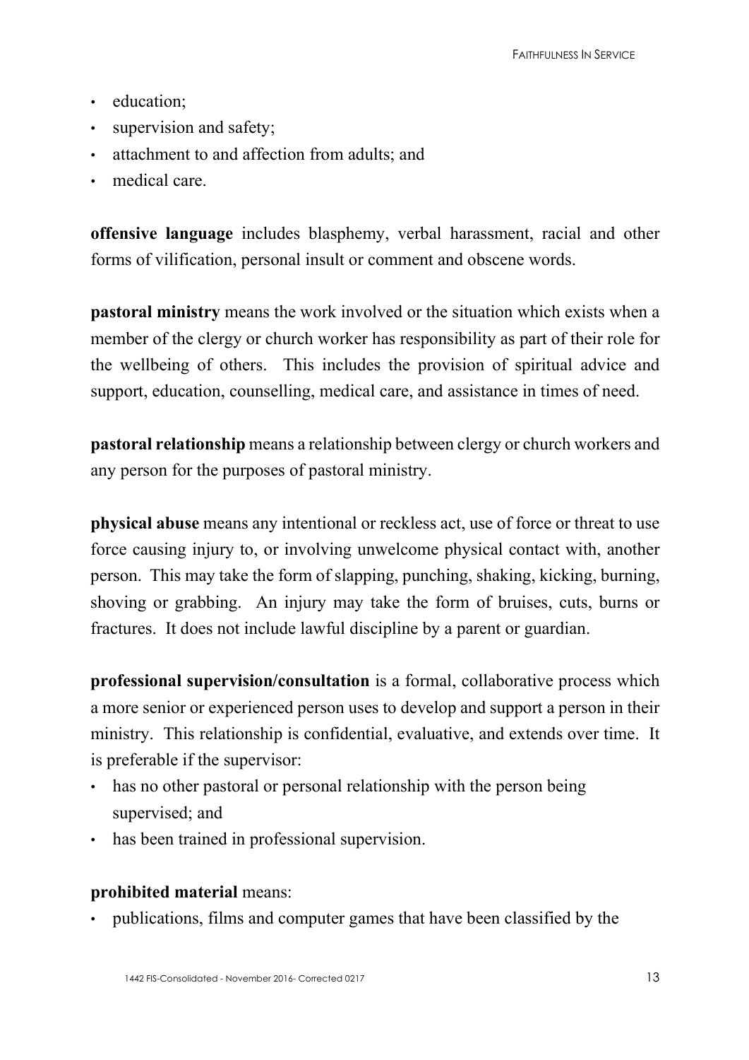- education;
- supervision and safety;
- attachment to and affection from adults; and
- medical care.

**offensive language** includes blasphemy, verbal harassment, racial and other forms of vilification, personal insult or comment and obscene words.

**pastoral ministry** means the work involved or the situation which exists when a member of the clergy or church worker has responsibility as part of their role for the wellbeing of others. This includes the provision of spiritual advice and support, education, counselling, medical care, and assistance in times of need.

**pastoral relationship** means a relationship between clergy or church workers and any person for the purposes of pastoral ministry.

**physical abuse** means any intentional or reckless act, use of force or threat to use force causing injury to, or involving unwelcome physical contact with, another person. This may take the form of slapping, punching, shaking, kicking, burning, shoving or grabbing. An injury may take the form of bruises, cuts, burns or fractures. It does not include lawful discipline by a parent or guardian.

**professional supervision/consultation** is a formal, collaborative process which a more senior or experienced person uses to develop and support a person in their ministry. This relationship is confidential, evaluative, and extends over time. It is preferable if the supervisor:

- has no other pastoral or personal relationship with the person being supervised; and
- has been trained in professional supervision.

**prohibited material** means:

- publications, films and computer games that have been classified by the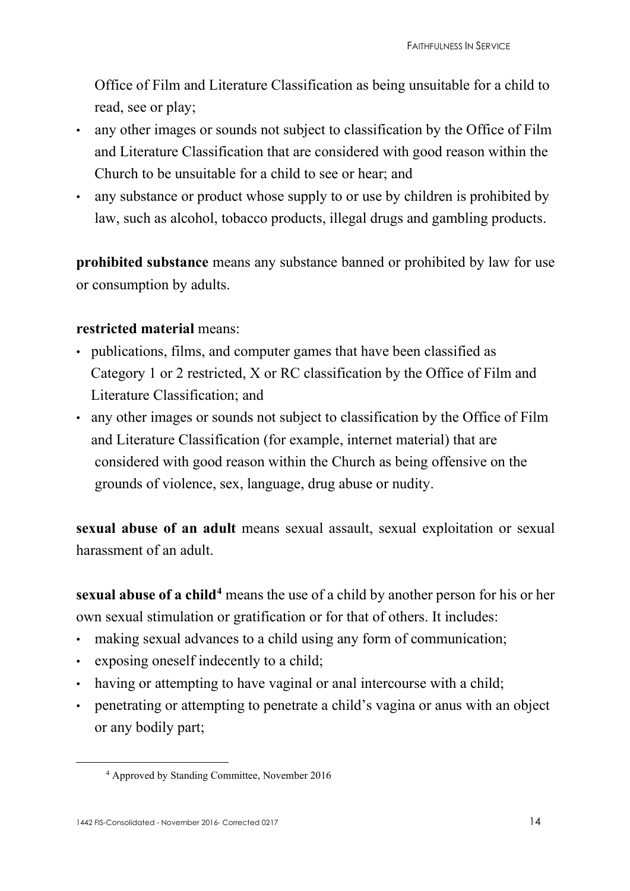Office of Film and Literature Classification as being unsuitable for a child to read, see or play;

- any other images or sounds not subject to classification by the Office of Film and Literature Classification that are considered with good reason within the Church to be unsuitable for a child to see or hear; and
- any substance or product whose supply to or use by children is prohibited by law, such as alcohol, tobacco products, illegal drugs and gambling products.

**prohibited substance** means any substance banned or prohibited by law for use or consumption by adults.

**restricted material** means:

- publications, films, and computer games that have been classified as Category 1 or 2 restricted, X or RC classification by the Office of Film and Literature Classification; and
- any other images or sounds not subject to classification by the Office of Film and Literature Classification (for example, internet material) that are considered with good reason within the Church as being offensive on the grounds of violence, sex, language, drug abuse or nudity.

**sexual abuse of an adult** means sexual assault, sexual exploitation or sexual harassment of an adult.

**sexual abuse of a child**[4] means the use of a child by another person for his or her own sexual stimulation or gratification or for that of others. It includes:

- making sexual advances to a child using any form of communication;
- exposing oneself indecently to a child;
- having or attempting to have vaginal or anal intercourse with a child;
- penetrating or attempting to penetrate a child's vagina or anus with an object or any bodily part;

[4] Approved by Standing Committee, November 2016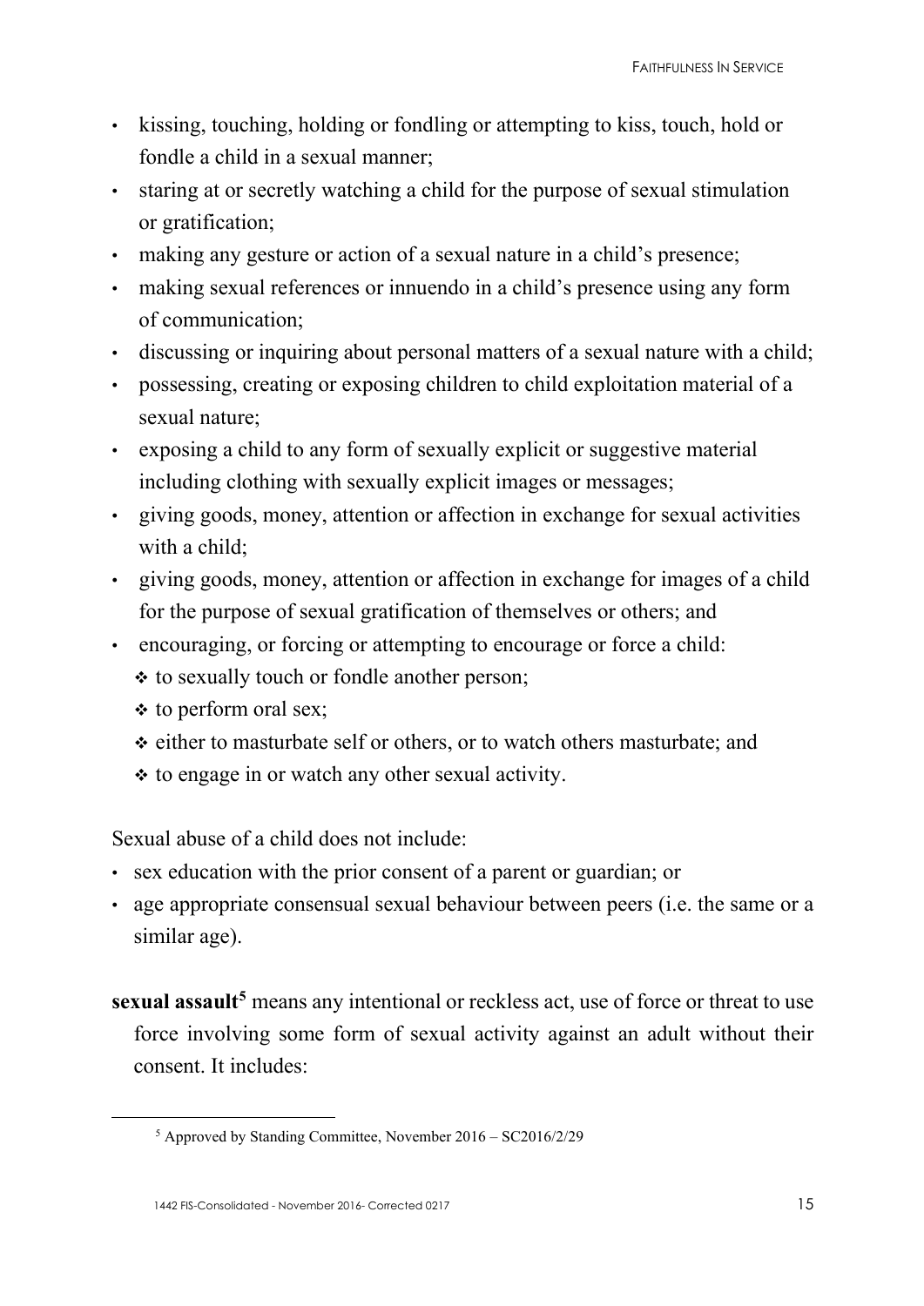- kissing, touching, holding or fondling or attempting to kiss, touch, hold or fondle a child in a sexual manner;
- staring at or secretly watching a child for the purpose of sexual stimulation or gratification;
- making any gesture or action of a sexual nature in a child's presence;
- making sexual references or innuendo in a child's presence using any form of communication;
- discussing or inquiring about personal matters of a sexual nature with a child;
- possessing, creating or exposing children to child exploitation material of a sexual nature;
- exposing a child to any form of sexually explicit or suggestive material including clothing with sexually explicit images or messages;
- giving goods, money, attention or affection in exchange for sexual activities with a child;
- giving goods, money, attention or affection in exchange for images of a child for the purpose of sexual gratification of themselves or others; and
- encouraging, or forcing or attempting to encourage or force a child:
  - to sexually touch or fondle another person;
  - to perform oral sex;
  - either to masturbate self or others, or to watch others masturbate; and
  - to engage in or watch any other sexual activity.

Sexual abuse of a child does not include:

- sex education with the prior consent of a parent or guardian; or
- age appropriate consensual sexual behaviour between peers (i.e. the same or a similar age).

**sexual assault**[5] means any intentional or reckless act, use of force or threat to use force involving some form of sexual activity against an adult without their consent. It includes:

[5] Approved by Standing Committee, November 2016 – SC2016/2/29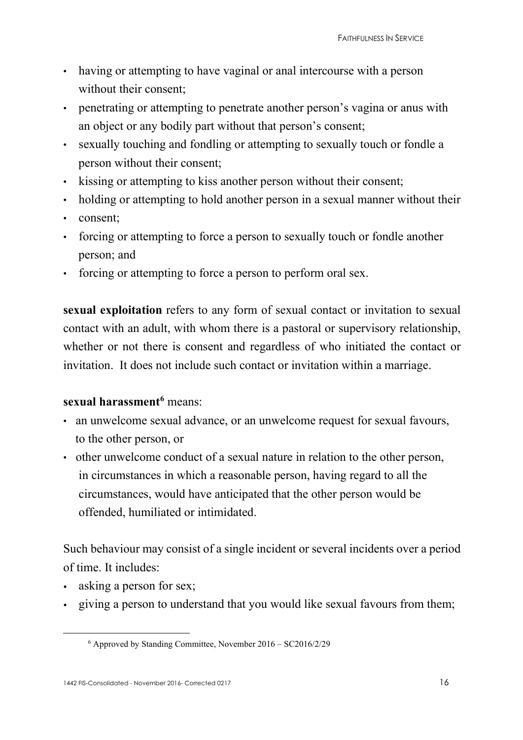- having or attempting to have vaginal or anal intercourse with a person without their consent;
- penetrating or attempting to penetrate another person's vagina or anus with an object or any bodily part without that person's consent;
- sexually touching and fondling or attempting to sexually touch or fondle a person without their consent;
- kissing or attempting to kiss another person without their consent;
- holding or attempting to hold another person in a sexual manner without their
- consent;
- forcing or attempting to force a person to sexually touch or fondle another person; and
- forcing or attempting to force a person to perform oral sex.

**sexual exploitation** refers to any form of sexual contact or invitation to sexual contact with an adult, with whom there is a pastoral or supervisory relationship, whether or not there is consent and regardless of who initiated the contact or invitation. It does not include such contact or invitation within a marriage.

**sexual harassment**[6] means:

- an unwelcome sexual advance, or an unwelcome request for sexual favours, to the other person, or
- other unwelcome conduct of a sexual nature in relation to the other person, in circumstances in which a reasonable person, having regard to all the circumstances, would have anticipated that the other person would be offended, humiliated or intimidated.

Such behaviour may consist of a single incident or several incidents over a period of time. It includes:

- asking a person for sex;
- giving a person to understand that you would like sexual favours from them;

[6] Approved by Standing Committee, November 2016 – SC2016/2/29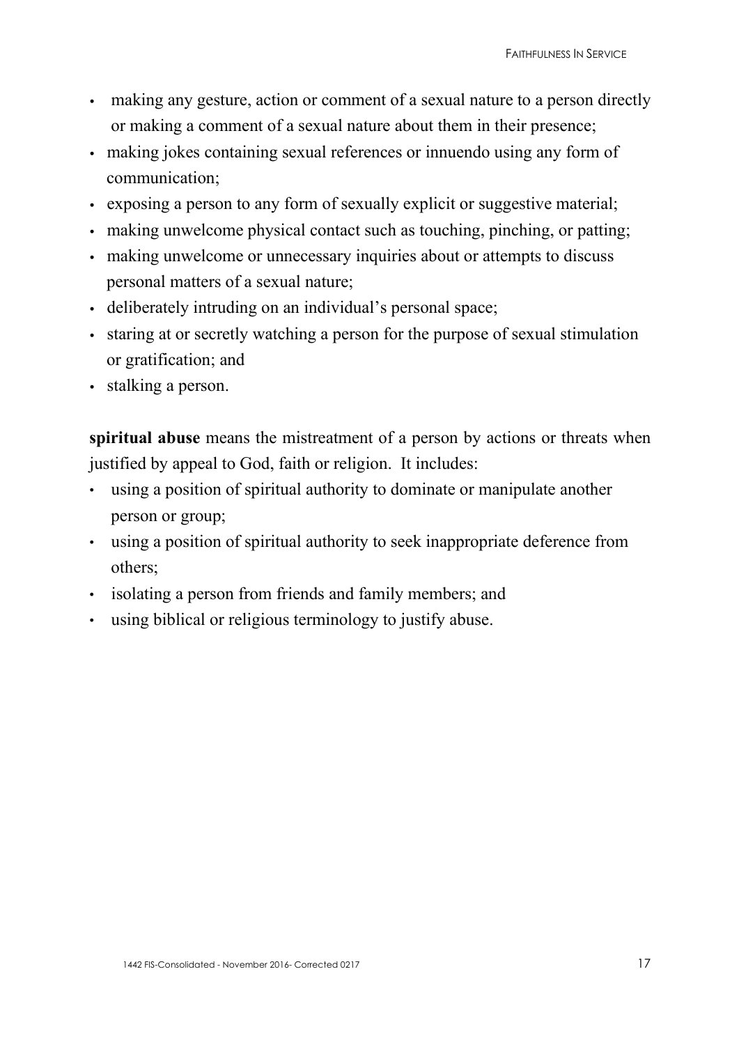- making any gesture, action or comment of a sexual nature to a person directly or making a comment of a sexual nature about them in their presence;
- making jokes containing sexual references or innuendo using any form of communication;
- exposing a person to any form of sexually explicit or suggestive material;
- making unwelcome physical contact such as touching, pinching, or patting;
- making unwelcome or unnecessary inquiries about or attempts to discuss personal matters of a sexual nature;
- deliberately intruding on an individual's personal space;
- staring at or secretly watching a person for the purpose of sexual stimulation or gratification; and
- stalking a person.

**spiritual abuse** means the mistreatment of a person by actions or threats when justified by appeal to God, faith or religion. It includes:

- using a position of spiritual authority to dominate or manipulate another person or group;
- using a position of spiritual authority to seek inappropriate deference from others;
- isolating a person from friends and family members; and
- using biblical or religious terminology to justify abuse.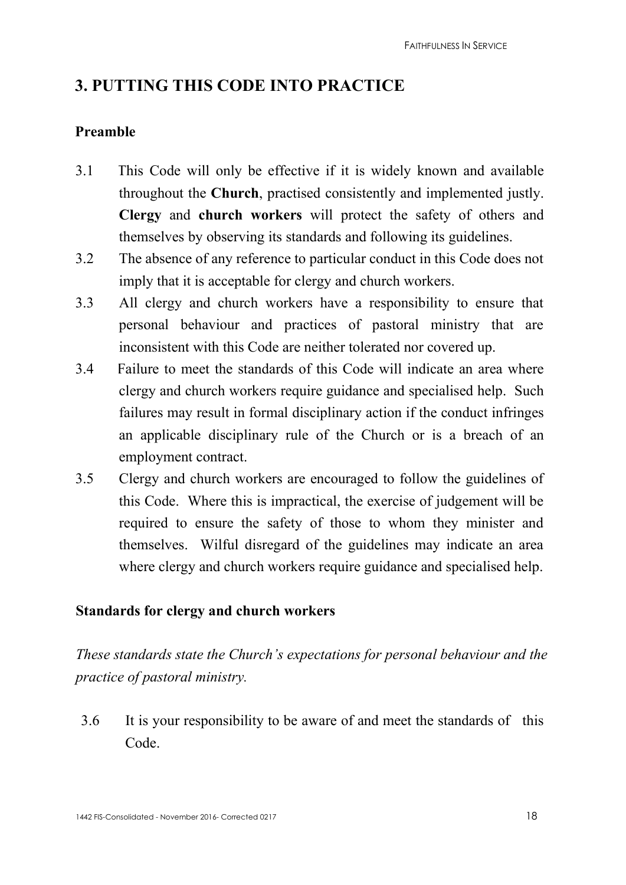## 3. PUTTING THIS CODE INTO PRACTICE

### Preamble

3.1 This Code will only be effective if it is widely known and available throughout the **Church**, practised consistently and implemented justly. **Clergy** and **church workers** will protect the safety of others and themselves by observing its standards and following its guidelines.

3.2 The absence of any reference to particular conduct in this Code does not imply that it is acceptable for clergy and church workers.

3.3 All clergy and church workers have a responsibility to ensure that personal behaviour and practices of pastoral ministry that are inconsistent with this Code are neither tolerated nor covered up.

3.4 Failure to meet the standards of this Code will indicate an area where clergy and church workers require guidance and specialised help. Such failures may result in formal disciplinary action if the conduct infringes an applicable disciplinary rule of the Church or is a breach of an employment contract.

3.5 Clergy and church workers are encouraged to follow the guidelines of this Code. Where this is impractical, the exercise of judgement will be required to ensure the safety of those to whom they minister and themselves. Wilful disregard of the guidelines may indicate an area where clergy and church workers require guidance and specialised help.

### Standards for clergy and church workers

*These standards state the Church's expectations for personal behaviour and the practice of pastoral ministry.*

3.6 It is your responsibility to be aware of and meet the standards of this Code.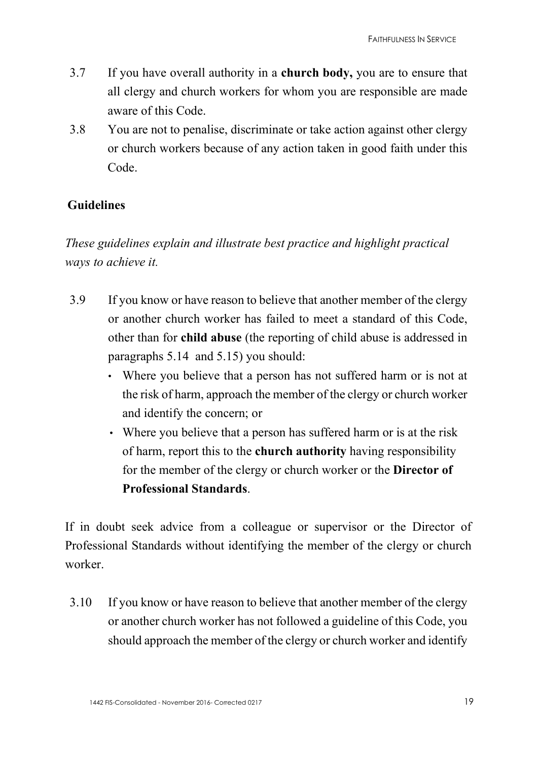3.7 If you have overall authority in a **church body,** you are to ensure that all clergy and church workers for whom you are responsible are made aware of this Code.

3.8 You are not to penalise, discriminate or take action against other clergy or church workers because of any action taken in good faith under this Code.

## Guidelines

*These guidelines explain and illustrate best practice and highlight practical ways to achieve it.*

3.9 If you know or have reason to believe that another member of the clergy or another church worker has failed to meet a standard of this Code, other than for **child abuse** (the reporting of child abuse is addressed in paragraphs 5.14 and 5.15) you should:

- Where you believe that a person has not suffered harm or is not at the risk of harm, approach the member of the clergy or church worker and identify the concern; or
- Where you believe that a person has suffered harm or is at the risk of harm, report this to the **church authority** having responsibility for the member of the clergy or church worker or the **Director of Professional Standards**.

If in doubt seek advice from a colleague or supervisor or the Director of Professional Standards without identifying the member of the clergy or church worker.

3.10 If you know or have reason to believe that another member of the clergy or another church worker has not followed a guideline of this Code, you should approach the member of the clergy or church worker and identify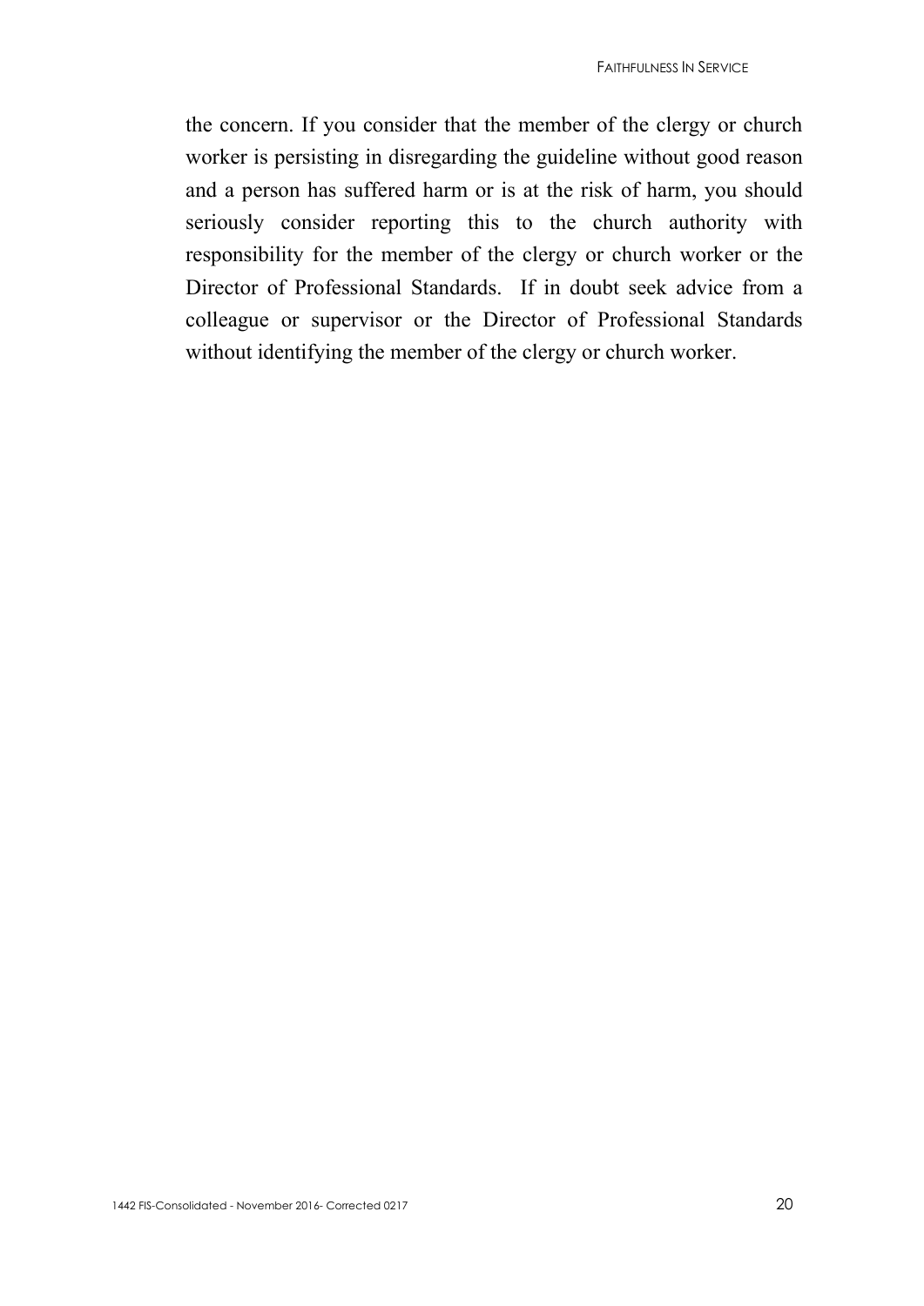the concern. If you consider that the member of the clergy or church worker is persisting in disregarding the guideline without good reason and a person has suffered harm or is at the risk of harm, you should seriously consider reporting this to the church authority with responsibility for the member of the clergy or church worker or the Director of Professional Standards. If in doubt seek advice from a colleague or supervisor or the Director of Professional Standards without identifying the member of the clergy or church worker.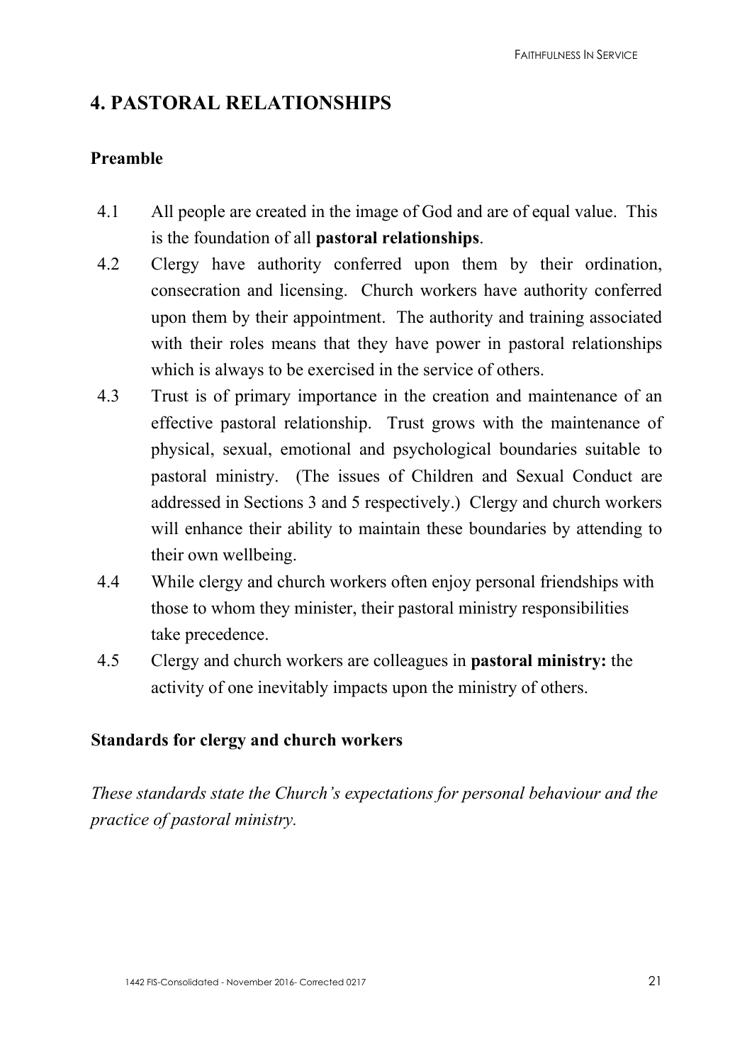## 4. PASTORAL RELATIONSHIPS

### Preamble

4.1 All people are created in the image of God and are of equal value. This is the foundation of all **pastoral relationships**.

4.2 Clergy have authority conferred upon them by their ordination, consecration and licensing. Church workers have authority conferred upon them by their appointment. The authority and training associated with their roles means that they have power in pastoral relationships which is always to be exercised in the service of others.

4.3 Trust is of primary importance in the creation and maintenance of an effective pastoral relationship. Trust grows with the maintenance of physical, sexual, emotional and psychological boundaries suitable to pastoral ministry. (The issues of Children and Sexual Conduct are addressed in Sections 3 and 5 respectively.) Clergy and church workers will enhance their ability to maintain these boundaries by attending to their own wellbeing.

4.4 While clergy and church workers often enjoy personal friendships with those to whom they minister, their pastoral ministry responsibilities take precedence.

4.5 Clergy and church workers are colleagues in **pastoral ministry:** the activity of one inevitably impacts upon the ministry of others.

### Standards for clergy and church workers

*These standards state the Church's expectations for personal behaviour and the practice of pastoral ministry.*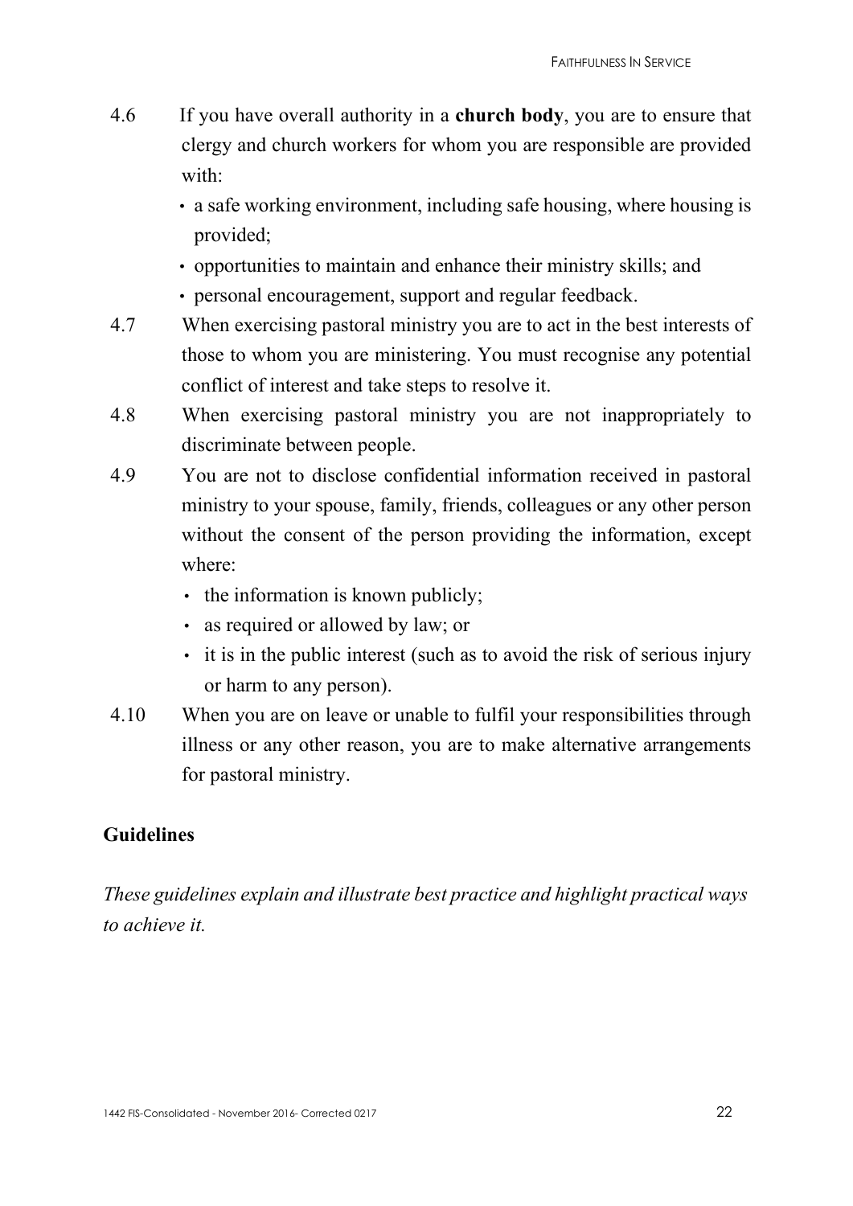4.6 If you have overall authority in a **church body**, you are to ensure that clergy and church workers for whom you are responsible are provided with:

- a safe working environment, including safe housing, where housing is provided;
- opportunities to maintain and enhance their ministry skills; and
- personal encouragement, support and regular feedback.

4.7 When exercising pastoral ministry you are to act in the best interests of those to whom you are ministering. You must recognise any potential conflict of interest and take steps to resolve it.

4.8 When exercising pastoral ministry you are not inappropriately to discriminate between people.

4.9 You are not to disclose confidential information received in pastoral ministry to your spouse, family, friends, colleagues or any other person without the consent of the person providing the information, except where:

- the information is known publicly;
- as required or allowed by law; or
- it is in the public interest (such as to avoid the risk of serious injury or harm to any person).

4.10 When you are on leave or unable to fulfil your responsibilities through illness or any other reason, you are to make alternative arrangements for pastoral ministry.

**Guidelines**

*These guidelines explain and illustrate best practice and highlight practical ways to achieve it.*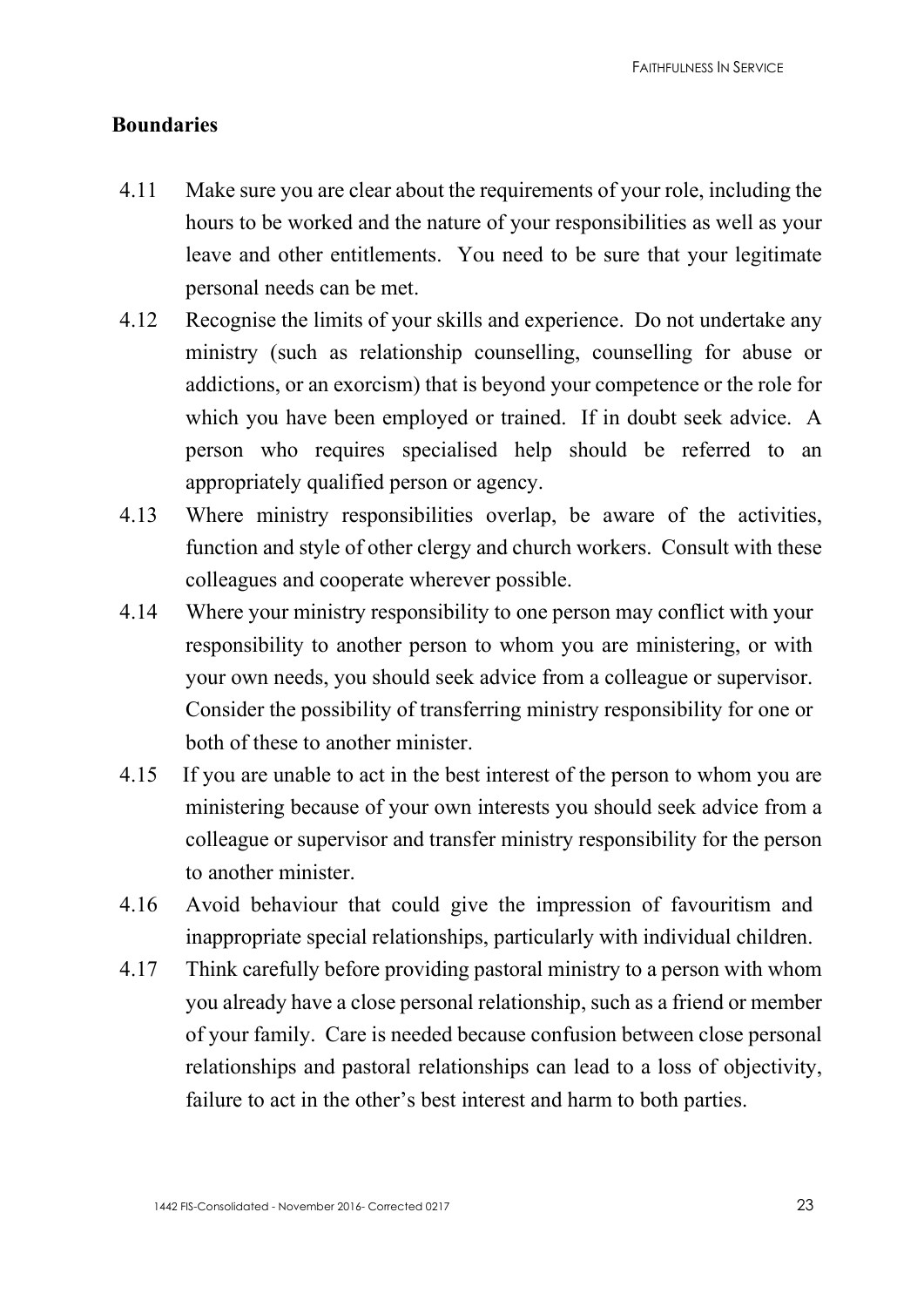## Boundaries

4.11 Make sure you are clear about the requirements of your role, including the hours to be worked and the nature of your responsibilities as well as your leave and other entitlements. You need to be sure that your legitimate personal needs can be met.

4.12 Recognise the limits of your skills and experience. Do not undertake any ministry (such as relationship counselling, counselling for abuse or addictions, or an exorcism) that is beyond your competence or the role for which you have been employed or trained. If in doubt seek advice. A person who requires specialised help should be referred to an appropriately qualified person or agency.

4.13 Where ministry responsibilities overlap, be aware of the activities, function and style of other clergy and church workers. Consult with these colleagues and cooperate wherever possible.

4.14 Where your ministry responsibility to one person may conflict with your responsibility to another person to whom you are ministering, or with your own needs, you should seek advice from a colleague or supervisor. Consider the possibility of transferring ministry responsibility for one or both of these to another minister.

4.15 If you are unable to act in the best interest of the person to whom you are ministering because of your own interests you should seek advice from a colleague or supervisor and transfer ministry responsibility for the person to another minister.

4.16 Avoid behaviour that could give the impression of favouritism and inappropriate special relationships, particularly with individual children.

4.17 Think carefully before providing pastoral ministry to a person with whom you already have a close personal relationship, such as a friend or member of your family. Care is needed because confusion between close personal relationships and pastoral relationships can lead to a loss of objectivity, failure to act in the other's best interest and harm to both parties.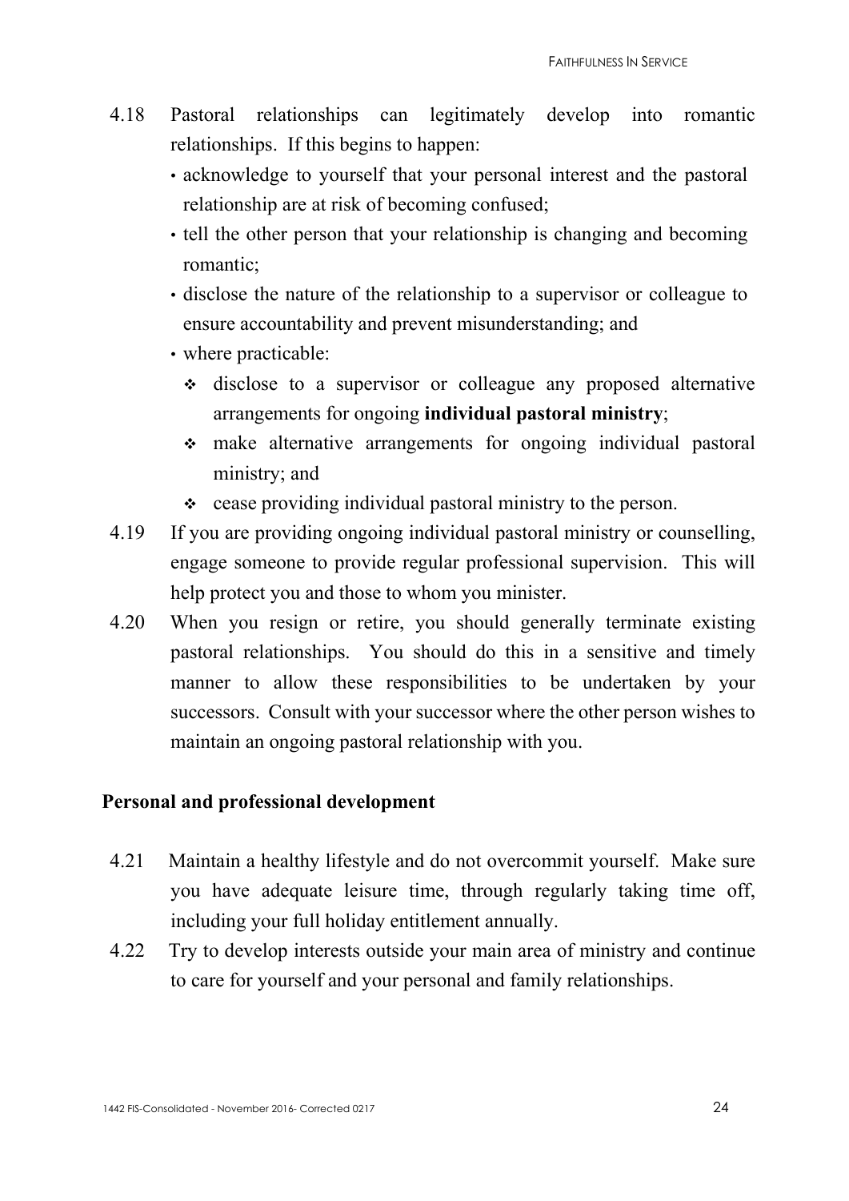4.18 Pastoral relationships can legitimately develop into romantic relationships. If this begins to happen:

- acknowledge to yourself that your personal interest and the pastoral relationship are at risk of becoming confused;
- tell the other person that your relationship is changing and becoming romantic;
- disclose the nature of the relationship to a supervisor or colleague to ensure accountability and prevent misunderstanding; and
- where practicable:
  - disclose to a supervisor or colleague any proposed alternative arrangements for ongoing **individual pastoral ministry**;
  - make alternative arrangements for ongoing individual pastoral ministry; and
  - cease providing individual pastoral ministry to the person.

4.19 If you are providing ongoing individual pastoral ministry or counselling, engage someone to provide regular professional supervision. This will help protect you and those to whom you minister.

4.20 When you resign or retire, you should generally terminate existing pastoral relationships. You should do this in a sensitive and timely manner to allow these responsibilities to be undertaken by your successors. Consult with your successor where the other person wishes to maintain an ongoing pastoral relationship with you.

## Personal and professional development

4.21 Maintain a healthy lifestyle and do not overcommit yourself. Make sure you have adequate leisure time, through regularly taking time off, including your full holiday entitlement annually.

4.22 Try to develop interests outside your main area of ministry and continue to care for yourself and your personal and family relationships.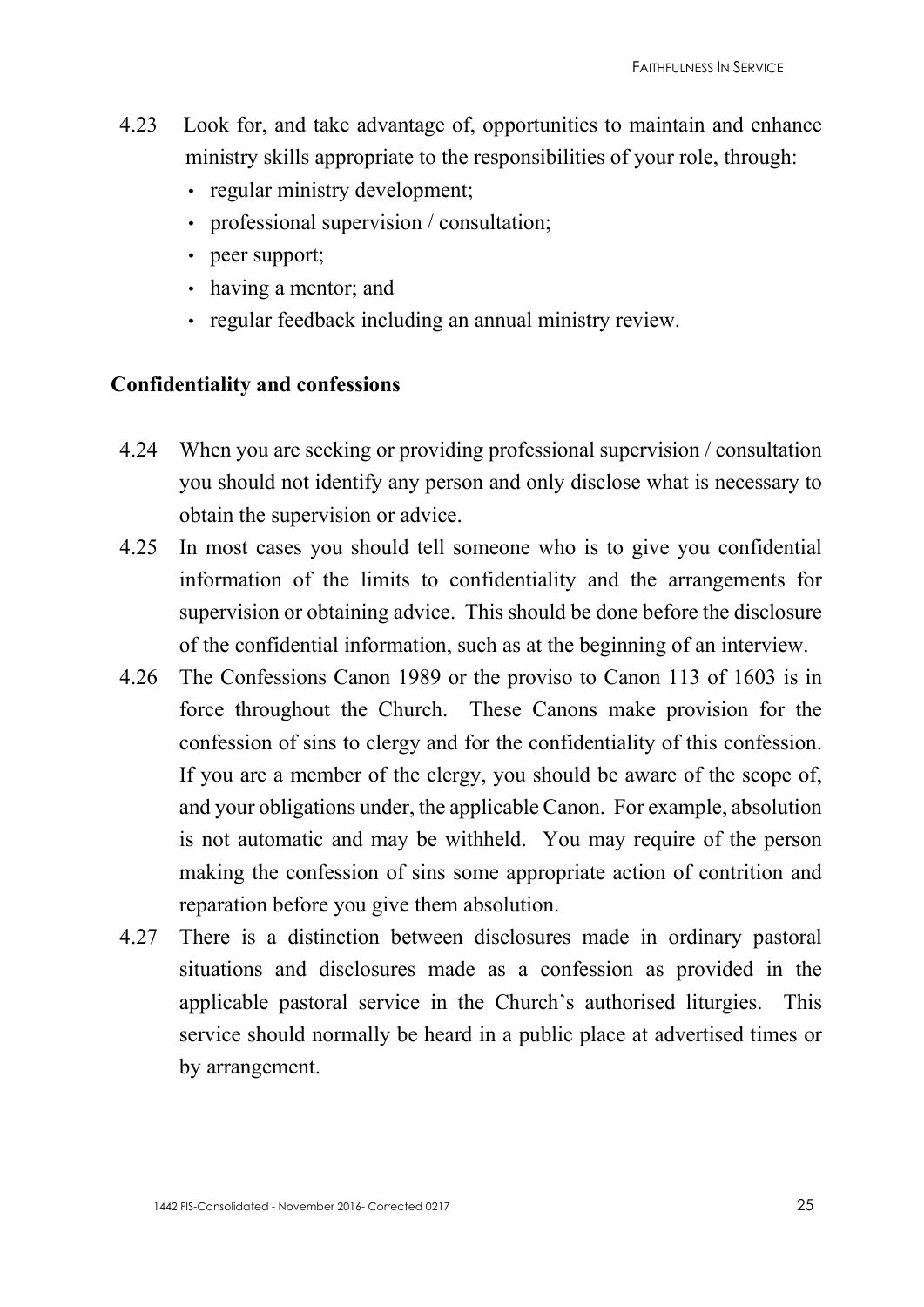4.23 Look for, and take advantage of, opportunities to maintain and enhance ministry skills appropriate to the responsibilities of your role, through:

- regular ministry development;
- professional supervision / consultation;
- peer support;
- having a mentor; and
- regular feedback including an annual ministry review.

**Confidentiality and confessions**

4.24 When you are seeking or providing professional supervision / consultation you should not identify any person and only disclose what is necessary to obtain the supervision or advice.

4.25 In most cases you should tell someone who is to give you confidential information of the limits to confidentiality and the arrangements for supervision or obtaining advice. This should be done before the disclosure of the confidential information, such as at the beginning of an interview.

4.26 The Confessions Canon 1989 or the proviso to Canon 113 of 1603 is in force throughout the Church. These Canons make provision for the confession of sins to clergy and for the confidentiality of this confession. If you are a member of the clergy, you should be aware of the scope of, and your obligations under, the applicable Canon. For example, absolution is not automatic and may be withheld. You may require of the person making the confession of sins some appropriate action of contrition and reparation before you give them absolution.

4.27 There is a distinction between disclosures made in ordinary pastoral situations and disclosures made as a confession as provided in the applicable pastoral service in the Church's authorised liturgies. This service should normally be heard in a public place at advertised times or by arrangement.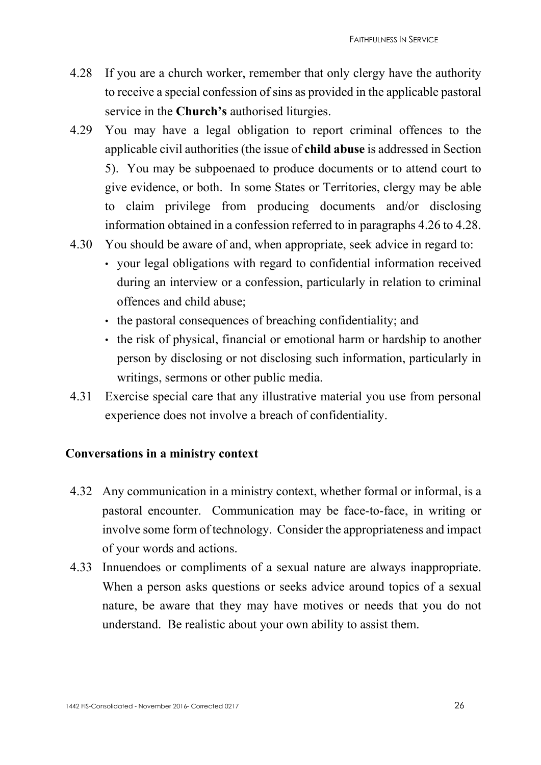4.28 If you are a church worker, remember that only clergy have the authority to receive a special confession of sins as provided in the applicable pastoral service in the **Church's** authorised liturgies.

4.29 You may have a legal obligation to report criminal offences to the applicable civil authorities (the issue of **child abuse** is addressed in Section 5). You may be subpoenaed to produce documents or to attend court to give evidence, or both. In some States or Territories, clergy may be able to claim privilege from producing documents and/or disclosing information obtained in a confession referred to in paragraphs 4.26 to 4.28.

4.30 You should be aware of and, when appropriate, seek advice in regard to:

- your legal obligations with regard to confidential information received during an interview or a confession, particularly in relation to criminal offences and child abuse;
- the pastoral consequences of breaching confidentiality; and
- the risk of physical, financial or emotional harm or hardship to another person by disclosing or not disclosing such information, particularly in writings, sermons or other public media.

4.31 Exercise special care that any illustrative material you use from personal experience does not involve a breach of confidentiality.

### Conversations in a ministry context

4.32 Any communication in a ministry context, whether formal or informal, is a pastoral encounter. Communication may be face-to-face, in writing or involve some form of technology. Consider the appropriateness and impact of your words and actions.

4.33 Innuendoes or compliments of a sexual nature are always inappropriate. When a person asks questions or seeks advice around topics of a sexual nature, be aware that they may have motives or needs that you do not understand. Be realistic about your own ability to assist them.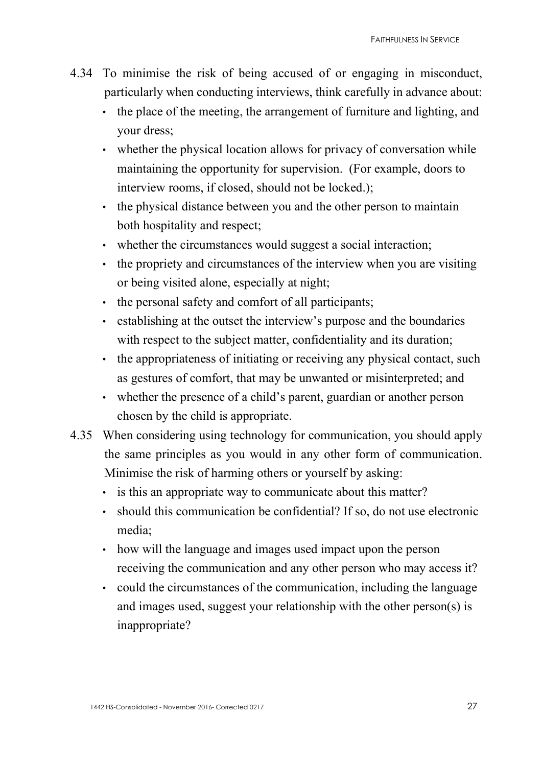4.34 To minimise the risk of being accused of or engaging in misconduct, particularly when conducting interviews, think carefully in advance about:

- the place of the meeting, the arrangement of furniture and lighting, and your dress;
- whether the physical location allows for privacy of conversation while maintaining the opportunity for supervision. (For example, doors to interview rooms, if closed, should not be locked.);
- the physical distance between you and the other person to maintain both hospitality and respect;
- whether the circumstances would suggest a social interaction;
- the propriety and circumstances of the interview when you are visiting or being visited alone, especially at night;
- the personal safety and comfort of all participants;
- establishing at the outset the interview's purpose and the boundaries with respect to the subject matter, confidentiality and its duration;
- the appropriateness of initiating or receiving any physical contact, such as gestures of comfort, that may be unwanted or misinterpreted; and
- whether the presence of a child's parent, guardian or another person chosen by the child is appropriate.

4.35 When considering using technology for communication, you should apply the same principles as you would in any other form of communication. Minimise the risk of harming others or yourself by asking:

- is this an appropriate way to communicate about this matter?
- should this communication be confidential? If so, do not use electronic media;
- how will the language and images used impact upon the person receiving the communication and any other person who may access it?
- could the circumstances of the communication, including the language and images used, suggest your relationship with the other person(s) is inappropriate?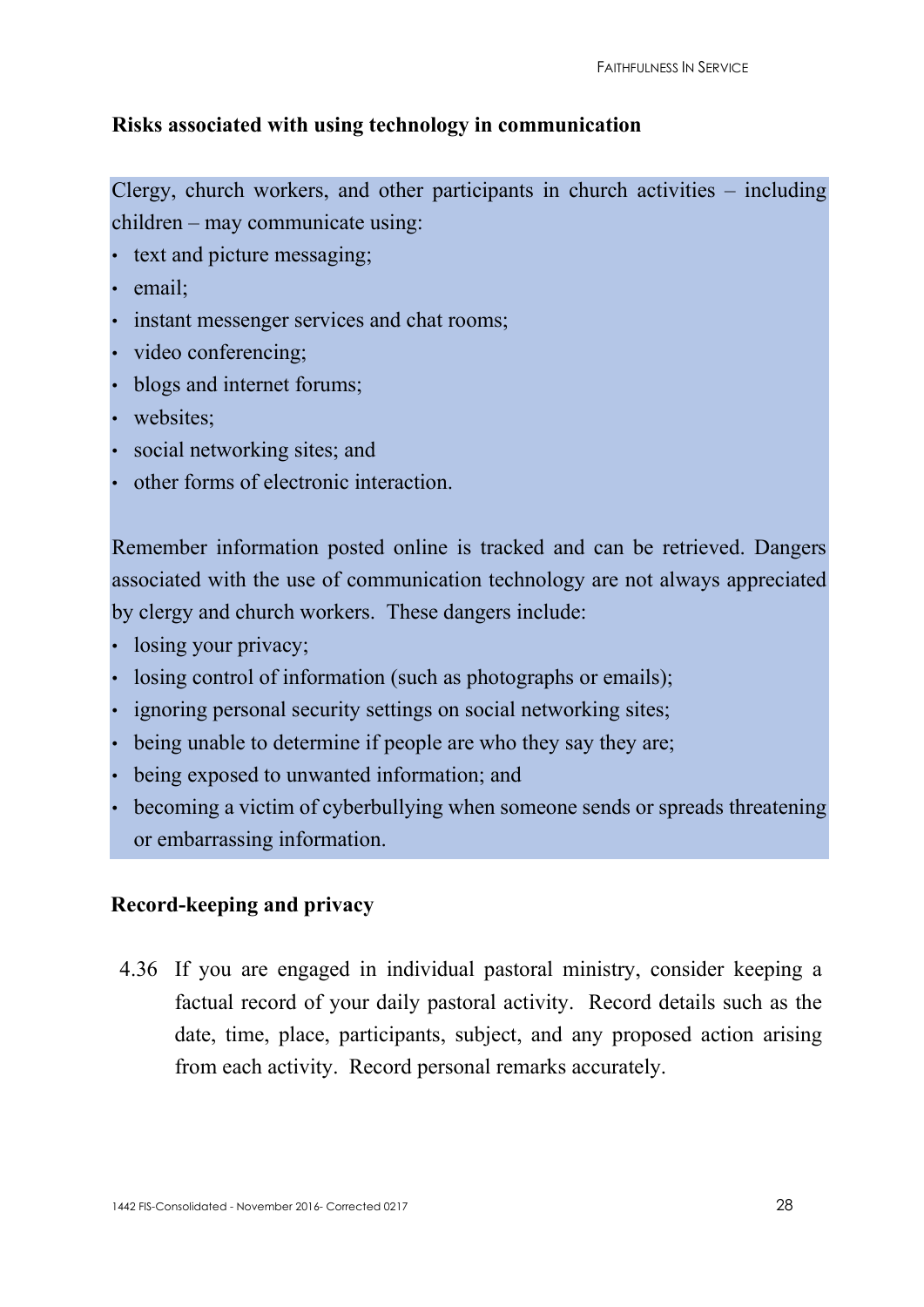### Risks associated with using technology in communication

Clergy, church workers, and other participants in church activities – including children – may communicate using:

- text and picture messaging;
- email;
- instant messenger services and chat rooms;
- video conferencing;
- blogs and internet forums;
- websites;
- social networking sites; and
- other forms of electronic interaction.

Remember information posted online is tracked and can be retrieved. Dangers associated with the use of communication technology are not always appreciated by clergy and church workers. These dangers include:

- losing your privacy;
- losing control of information (such as photographs or emails);
- ignoring personal security settings on social networking sites;
- being unable to determine if people are who they say they are;
- being exposed to unwanted information; and
- becoming a victim of cyberbullying when someone sends or spreads threatening or embarrassing information.

### Record-keeping and privacy

4.36 If you are engaged in individual pastoral ministry, consider keeping a factual record of your daily pastoral activity. Record details such as the date, time, place, participants, subject, and any proposed action arising from each activity. Record personal remarks accurately.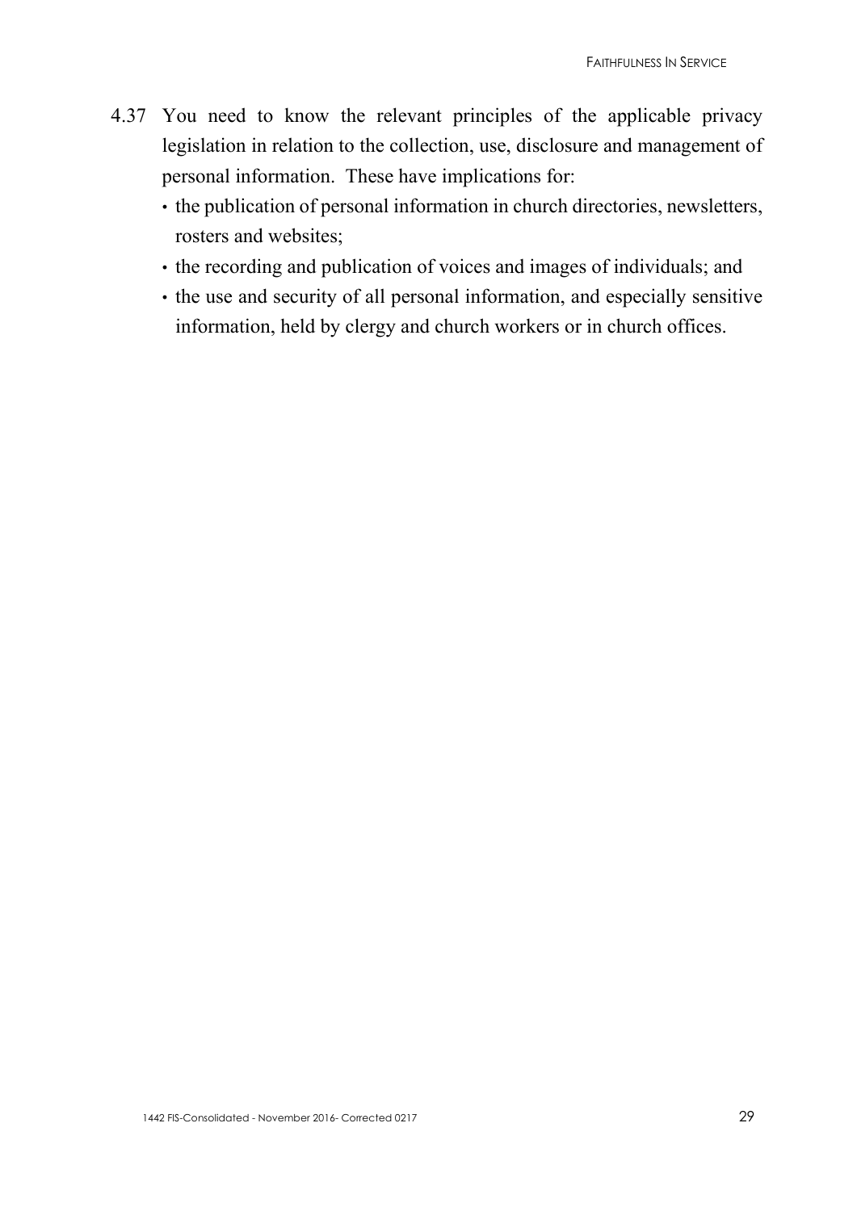4.37 You need to know the relevant principles of the applicable privacy legislation in relation to the collection, use, disclosure and management of personal information. These have implications for:

- the publication of personal information in church directories, newsletters, rosters and websites;
- the recording and publication of voices and images of individuals; and
- the use and security of all personal information, and especially sensitive information, held by clergy and church workers or in church offices.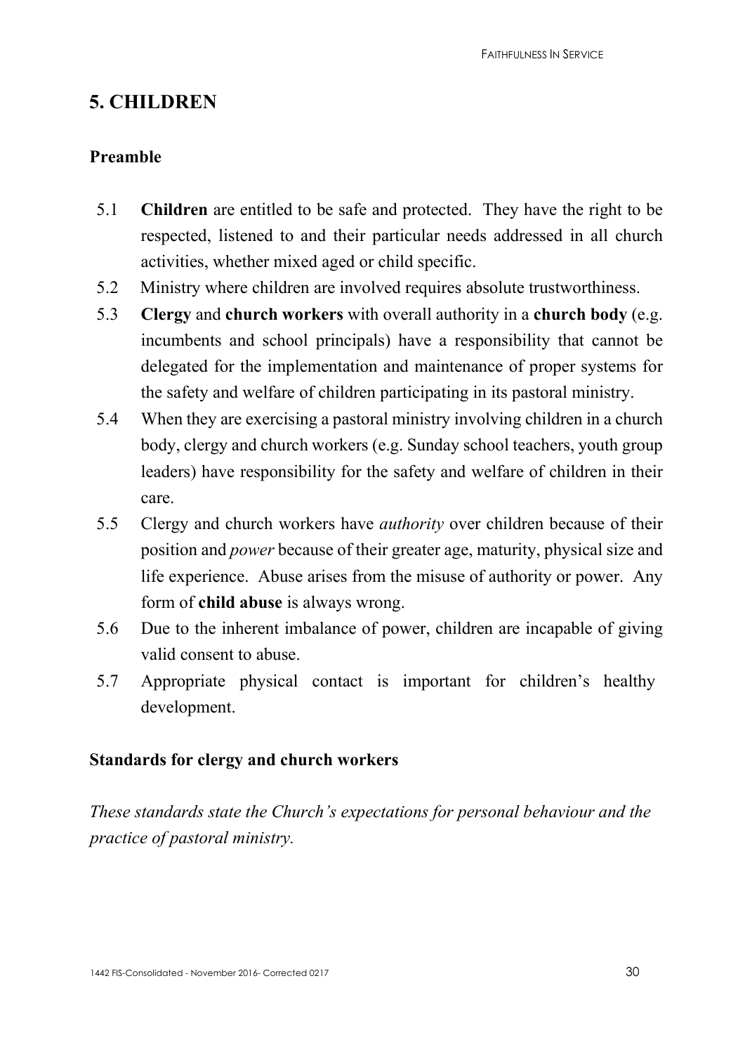## 5. CHILDREN

### Preamble

5.1 **Children** are entitled to be safe and protected. They have the right to be respected, listened to and their particular needs addressed in all church activities, whether mixed aged or child specific.

5.2 Ministry where children are involved requires absolute trustworthiness.

5.3 **Clergy** and **church workers** with overall authority in a **church body** (e.g. incumbents and school principals) have a responsibility that cannot be delegated for the implementation and maintenance of proper systems for the safety and welfare of children participating in its pastoral ministry.

5.4 When they are exercising a pastoral ministry involving children in a church body, clergy and church workers (e.g. Sunday school teachers, youth group leaders) have responsibility for the safety and welfare of children in their care.

5.5 Clergy and church workers have *authority* over children because of their position and *power* because of their greater age, maturity, physical size and life experience. Abuse arises from the misuse of authority or power. Any form of **child abuse** is always wrong.

5.6 Due to the inherent imbalance of power, children are incapable of giving valid consent to abuse.

5.7 Appropriate physical contact is important for children's healthy development.

### Standards for clergy and church workers

*These standards state the Church's expectations for personal behaviour and the practice of pastoral ministry.*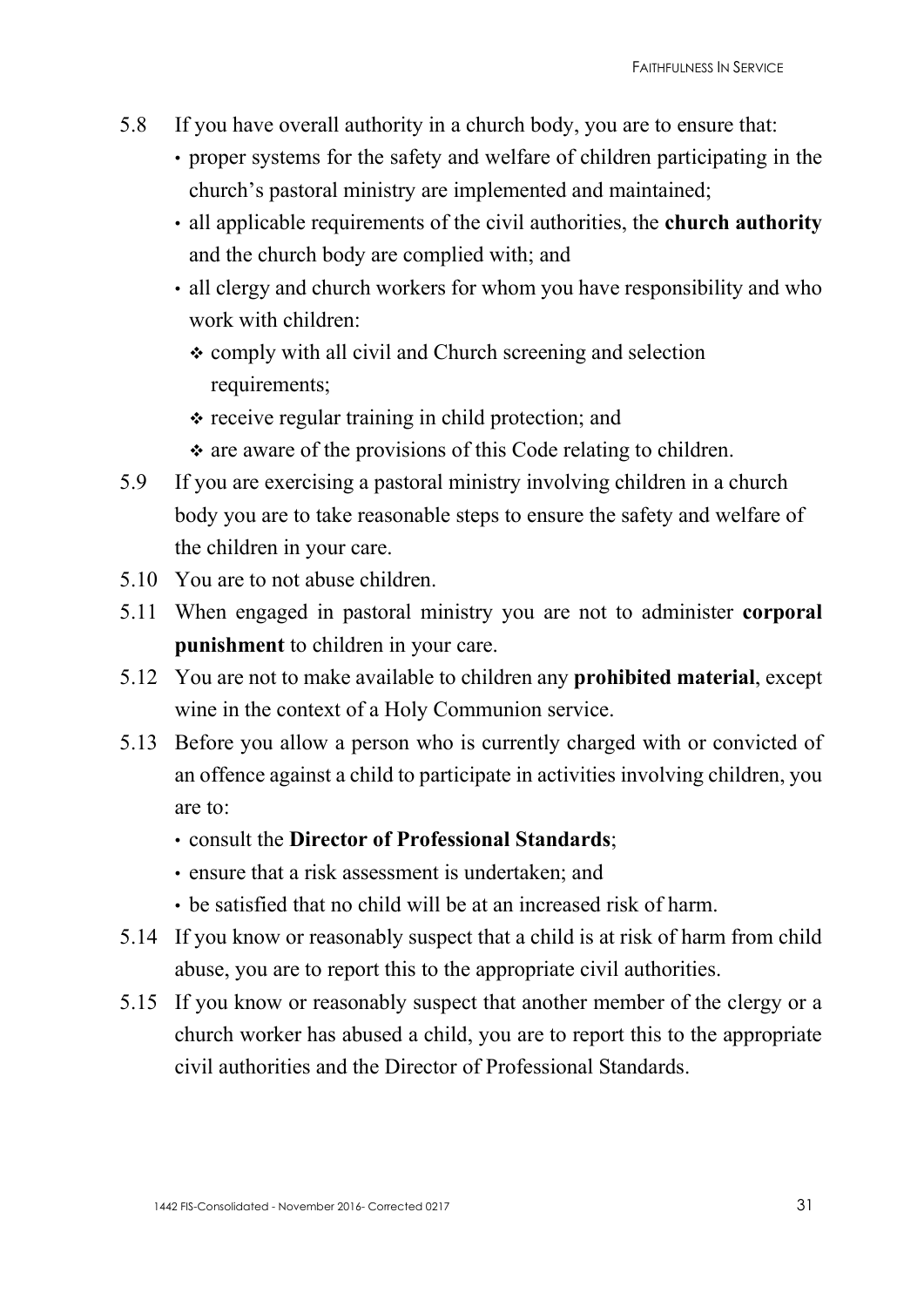5.8 If you have overall authority in a church body, you are to ensure that:

- proper systems for the safety and welfare of children participating in the church's pastoral ministry are implemented and maintained;
- all applicable requirements of the civil authorities, the **church authority** and the church body are complied with; and
- all clergy and church workers for whom you have responsibility and who work with children:
  - comply with all civil and Church screening and selection requirements;
  - receive regular training in child protection; and
  - are aware of the provisions of this Code relating to children.

5.9 If you are exercising a pastoral ministry involving children in a church body you are to take reasonable steps to ensure the safety and welfare of the children in your care.

5.10 You are to not abuse children.

5.11 When engaged in pastoral ministry you are not to administer **corporal punishment** to children in your care.

5.12 You are not to make available to children any **prohibited material**, except wine in the context of a Holy Communion service.

5.13 Before you allow a person who is currently charged with or convicted of an offence against a child to participate in activities involving children, you are to:

- consult the **Director of Professional Standards**;
- ensure that a risk assessment is undertaken; and
- be satisfied that no child will be at an increased risk of harm.

5.14 If you know or reasonably suspect that a child is at risk of harm from child abuse, you are to report this to the appropriate civil authorities.

5.15 If you know or reasonably suspect that another member of the clergy or a church worker has abused a child, you are to report this to the appropriate civil authorities and the Director of Professional Standards.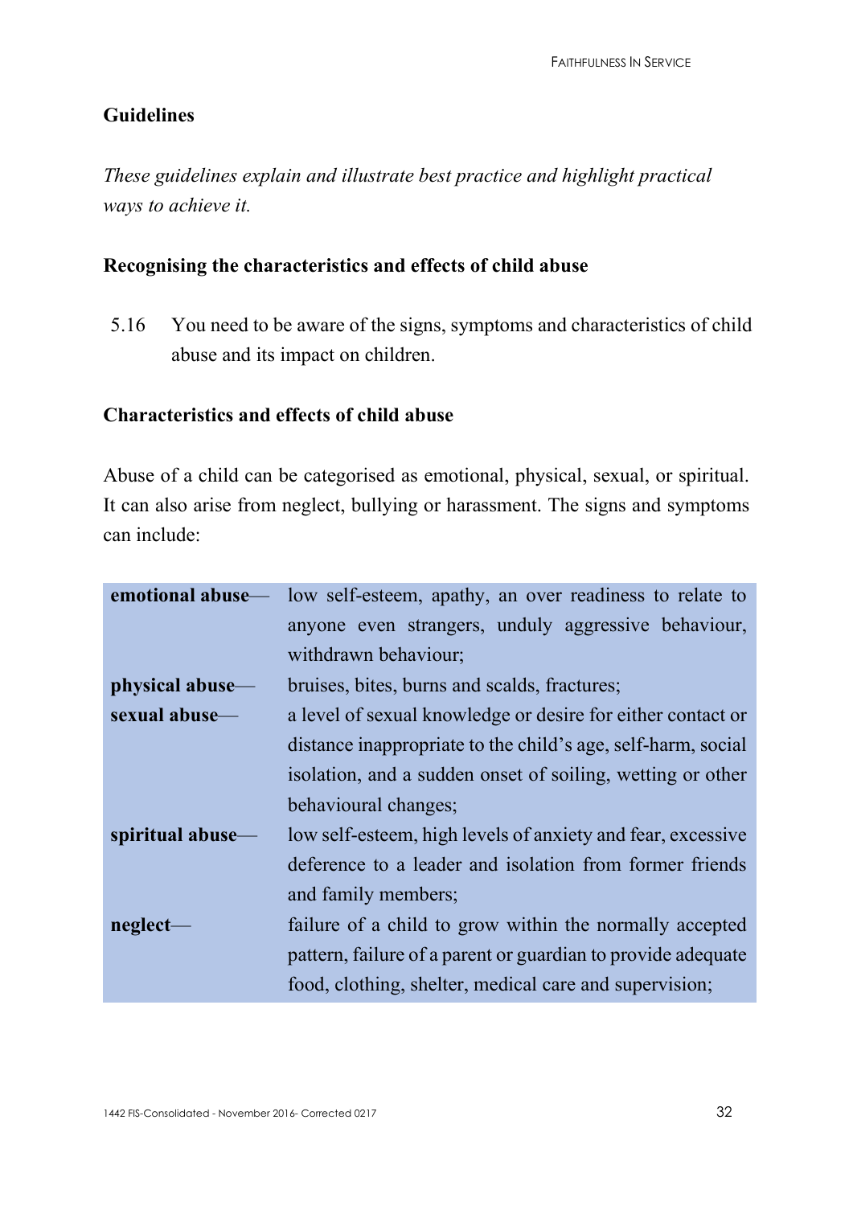## Guidelines

*These guidelines explain and illustrate best practice and highlight practical ways to achieve it.*

### Recognising the characteristics and effects of child abuse

5.16 You need to be aware of the signs, symptoms and characteristics of child abuse and its impact on children.

### Characteristics and effects of child abuse

Abuse of a child can be categorised as emotional, physical, sexual, or spiritual. It can also arise from neglect, bullying or harassment. The signs and symptoms can include:

| | |
|---|---|
| **emotional abuse**— | low self-esteem, apathy, an over readiness to relate to anyone even strangers, unduly aggressive behaviour, withdrawn behaviour; |
| **physical abuse**— | bruises, bites, burns and scalds, fractures; |
| **sexual abuse**— | a level of sexual knowledge or desire for either contact or distance inappropriate to the child's age, self-harm, social isolation, and a sudden onset of soiling, wetting or other behavioural changes; |
| **spiritual abuse**— | low self-esteem, high levels of anxiety and fear, excessive deference to a leader and isolation from former friends and family members; |
| **neglect**— | failure of a child to grow within the normally accepted pattern, failure of a parent or guardian to provide adequate food, clothing, shelter, medical care and supervision; |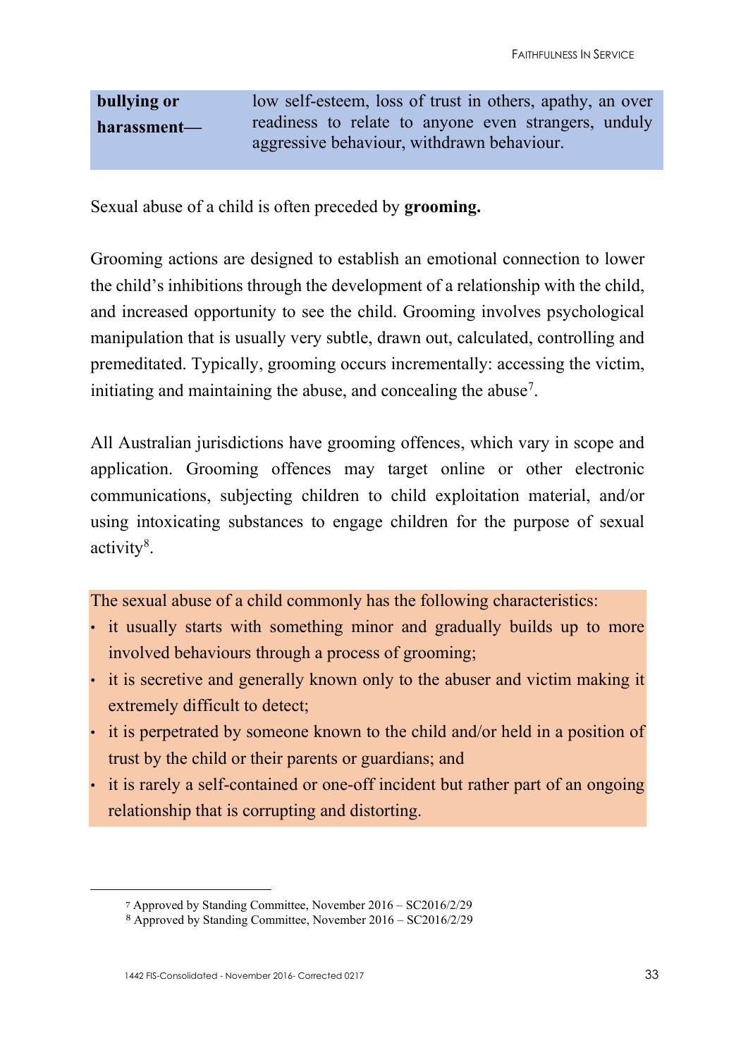| | |
|---|---|
| **bullying or harassment—** | low self-esteem, loss of trust in others, apathy, an over readiness to relate to anyone even strangers, unduly aggressive behaviour, withdrawn behaviour. |

Sexual abuse of a child is often preceded by **grooming.**

Grooming actions are designed to establish an emotional connection to lower the child's inhibitions through the development of a relationship with the child, and increased opportunity to see the child. Grooming involves psychological manipulation that is usually very subtle, drawn out, calculated, controlling and premeditated. Typically, grooming occurs incrementally: accessing the victim, initiating and maintaining the abuse, and concealing the abuse[7].

All Australian jurisdictions have grooming offences, which vary in scope and application. Grooming offences may target online or other electronic communications, subjecting children to child exploitation material, and/or using intoxicating substances to engage children for the purpose of sexual activity[8].

The sexual abuse of a child commonly has the following characteristics:

- it usually starts with something minor and gradually builds up to more involved behaviours through a process of grooming;
- it is secretive and generally known only to the abuser and victim making it extremely difficult to detect;
- it is perpetrated by someone known to the child and/or held in a position of trust by the child or their parents or guardians; and
- it is rarely a self-contained or one-off incident but rather part of an ongoing relationship that is corrupting and distorting.

---

[7] Approved by Standing Committee, November 2016 – SC2016/2/29

[8] Approved by Standing Committee, November 2016 – SC2016/2/29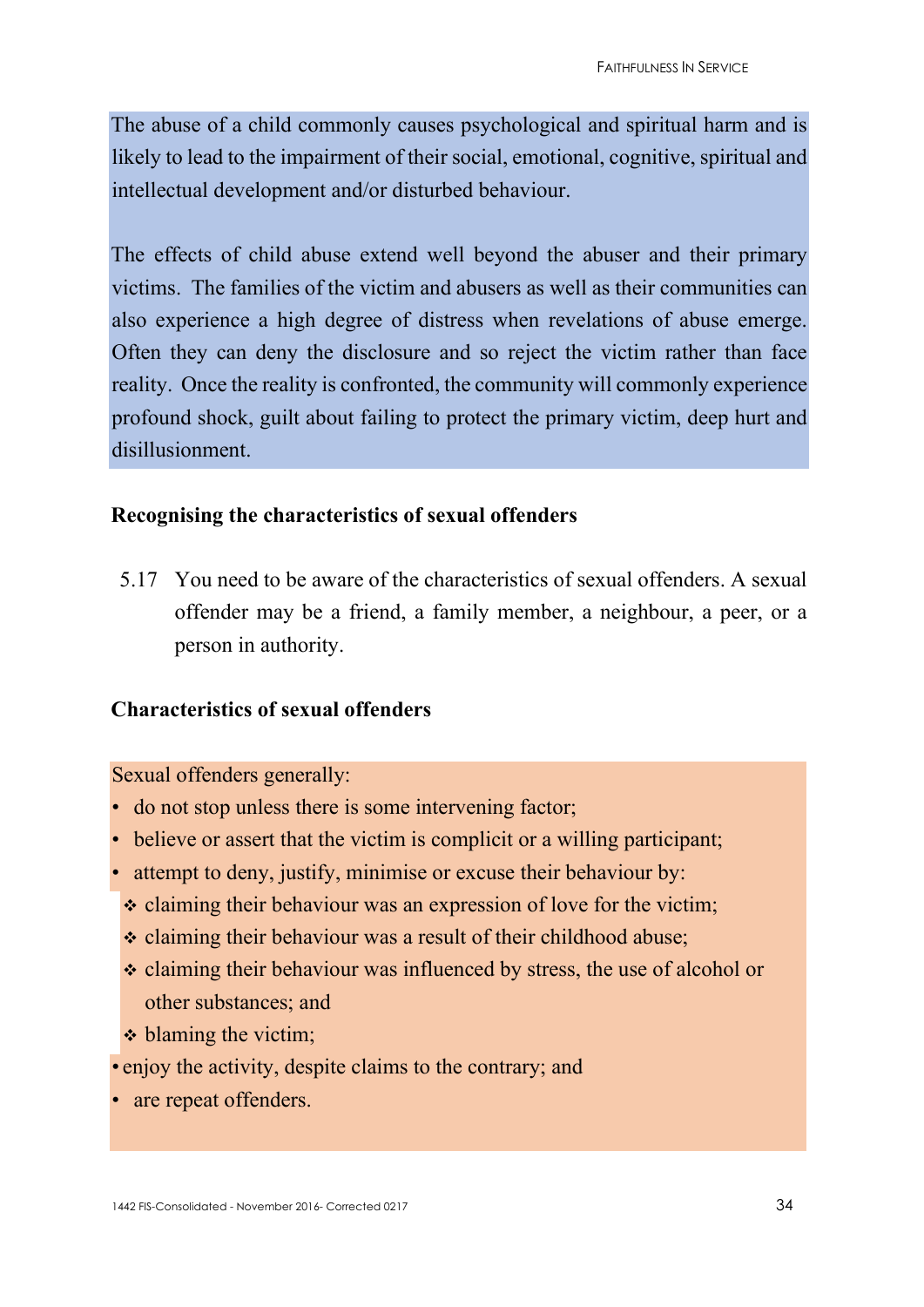The abuse of a child commonly causes psychological and spiritual harm and is likely to lead to the impairment of their social, emotional, cognitive, spiritual and intellectual development and/or disturbed behaviour.

The effects of child abuse extend well beyond the abuser and their primary victims. The families of the victim and abusers as well as their communities can also experience a high degree of distress when revelations of abuse emerge. Often they can deny the disclosure and so reject the victim rather than face reality. Once the reality is confronted, the community will commonly experience profound shock, guilt about failing to protect the primary victim, deep hurt and disillusionment.

### Recognising the characteristics of sexual offenders

5.17 You need to be aware of the characteristics of sexual offenders. A sexual offender may be a friend, a family member, a neighbour, a peer, or a person in authority.

### Characteristics of sexual offenders

Sexual offenders generally:

- do not stop unless there is some intervening factor;
- believe or assert that the victim is complicit or a willing participant;
- attempt to deny, justify, minimise or excuse their behaviour by:
  - ❖ claiming their behaviour was an expression of love for the victim;
  - ❖ claiming their behaviour was a result of their childhood abuse;
  - ❖ claiming their behaviour was influenced by stress, the use of alcohol or other substances; and
  - ❖ blaming the victim;
- enjoy the activity, despite claims to the contrary; and
- are repeat offenders.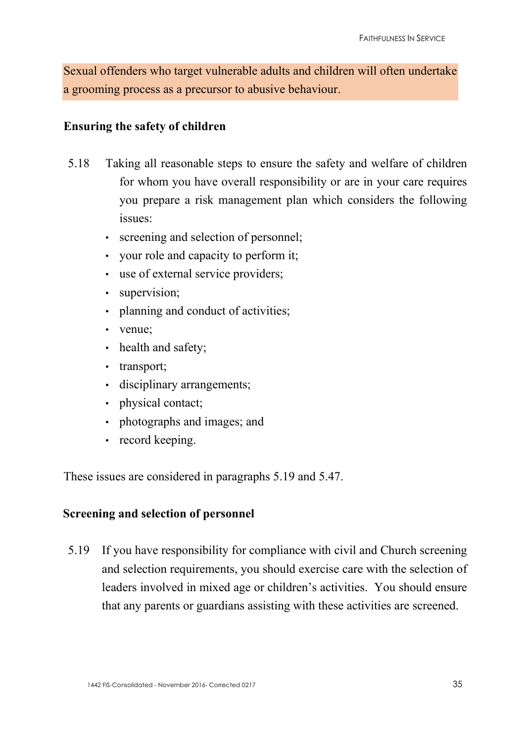Sexual offenders who target vulnerable adults and children will often undertake a grooming process as a precursor to abusive behaviour.

**Ensuring the safety of children**

5.18 Taking all reasonable steps to ensure the safety and welfare of children for whom you have overall responsibility or are in your care requires you prepare a risk management plan which considers the following issues:

- screening and selection of personnel;
- your role and capacity to perform it;
- use of external service providers;
- supervision;
- planning and conduct of activities;
- venue;
- health and safety;
- transport;
- disciplinary arrangements;
- physical contact;
- photographs and images; and
- record keeping.

These issues are considered in paragraphs 5.19 and 5.47.

**Screening and selection of personnel**

5.19 If you have responsibility for compliance with civil and Church screening and selection requirements, you should exercise care with the selection of leaders involved in mixed age or children's activities. You should ensure that any parents or guardians assisting with these activities are screened.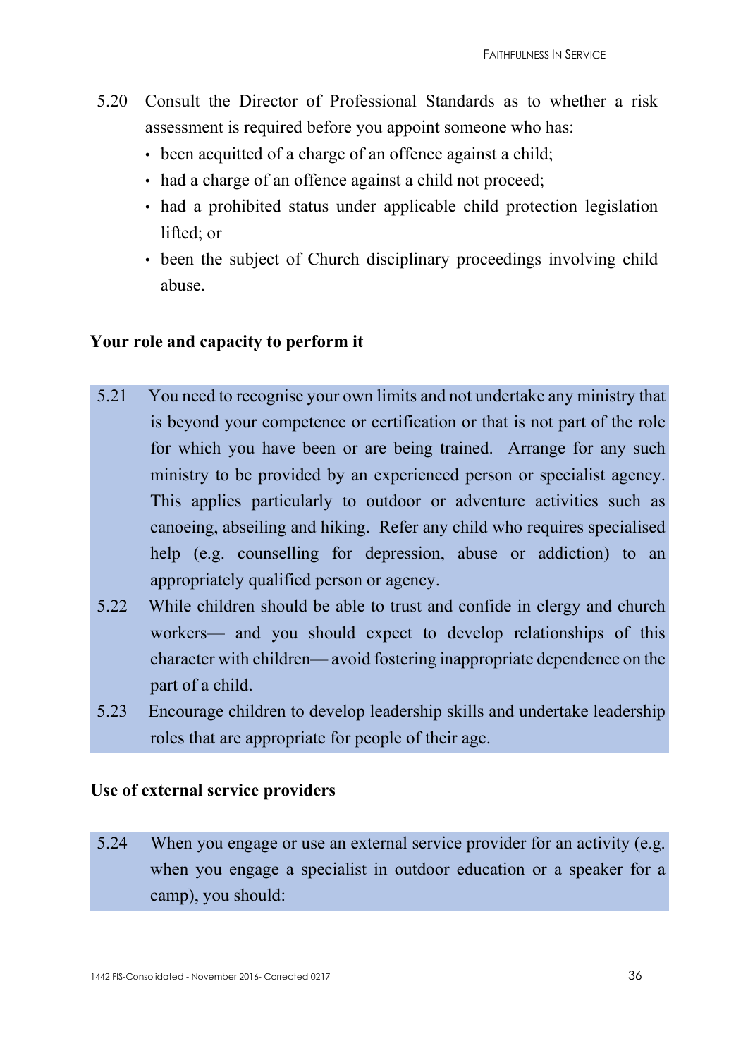5.20 Consult the Director of Professional Standards as to whether a risk assessment is required before you appoint someone who has:

- been acquitted of a charge of an offence against a child;
- had a charge of an offence against a child not proceed;
- had a prohibited status under applicable child protection legislation lifted; or
- been the subject of Church disciplinary proceedings involving child abuse.

**Your role and capacity to perform it**

5.21 You need to recognise your own limits and not undertake any ministry that is beyond your competence or certification or that is not part of the role for which you have been or are being trained. Arrange for any such ministry to be provided by an experienced person or specialist agency. This applies particularly to outdoor or adventure activities such as canoeing, abseiling and hiking. Refer any child who requires specialised help (e.g. counselling for depression, abuse or addiction) to an appropriately qualified person or agency.

5.22 While children should be able to trust and confide in clergy and church workers— and you should expect to develop relationships of this character with children— avoid fostering inappropriate dependence on the part of a child.

5.23 Encourage children to develop leadership skills and undertake leadership roles that are appropriate for people of their age.

**Use of external service providers**

5.24 When you engage or use an external service provider for an activity (e.g. when you engage a specialist in outdoor education or a speaker for a camp), you should: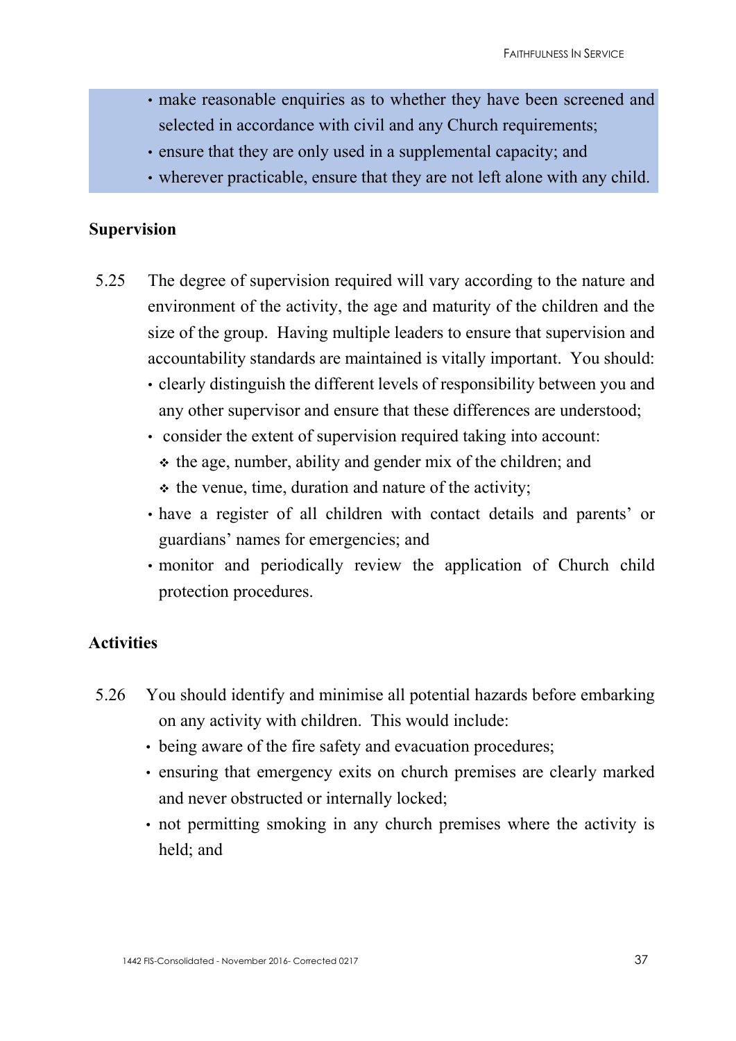- make reasonable enquiries as to whether they have been screened and selected in accordance with civil and any Church requirements;
- ensure that they are only used in a supplemental capacity; and
- wherever practicable, ensure that they are not left alone with any child.

**Supervision**

5.25 The degree of supervision required will vary according to the nature and environment of the activity, the age and maturity of the children and the size of the group. Having multiple leaders to ensure that supervision and accountability standards are maintained is vitally important. You should:

- clearly distinguish the different levels of responsibility between you and any other supervisor and ensure that these differences are understood;
- consider the extent of supervision required taking into account:
  - the age, number, ability and gender mix of the children; and
  - the venue, time, duration and nature of the activity;
- have a register of all children with contact details and parents' or guardians' names for emergencies; and
- monitor and periodically review the application of Church child protection procedures.

**Activities**

5.26 You should identify and minimise all potential hazards before embarking on any activity with children. This would include:

- being aware of the fire safety and evacuation procedures;
- ensuring that emergency exits on church premises are clearly marked and never obstructed or internally locked;
- not permitting smoking in any church premises where the activity is held; and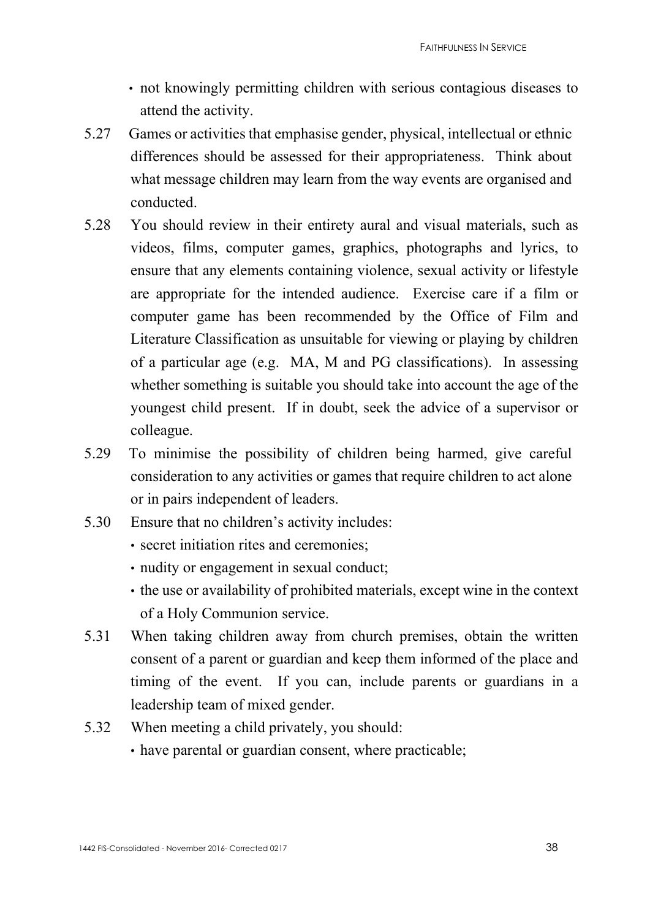- not knowingly permitting children with serious contagious diseases to attend the activity.

5.27 Games or activities that emphasise gender, physical, intellectual or ethnic differences should be assessed for their appropriateness. Think about what message children may learn from the way events are organised and conducted.

5.28 You should review in their entirety aural and visual materials, such as videos, films, computer games, graphics, photographs and lyrics, to ensure that any elements containing violence, sexual activity or lifestyle are appropriate for the intended audience. Exercise care if a film or computer game has been recommended by the Office of Film and Literature Classification as unsuitable for viewing or playing by children of a particular age (e.g. MA, M and PG classifications). In assessing whether something is suitable you should take into account the age of the youngest child present. If in doubt, seek the advice of a supervisor or colleague.

5.29 To minimise the possibility of children being harmed, give careful consideration to any activities or games that require children to act alone or in pairs independent of leaders.

5.30 Ensure that no children's activity includes:

- secret initiation rites and ceremonies;
- nudity or engagement in sexual conduct;
- the use or availability of prohibited materials, except wine in the context of a Holy Communion service.

5.31 When taking children away from church premises, obtain the written consent of a parent or guardian and keep them informed of the place and timing of the event. If you can, include parents or guardians in a leadership team of mixed gender.

5.32 When meeting a child privately, you should:

- have parental or guardian consent, where practicable;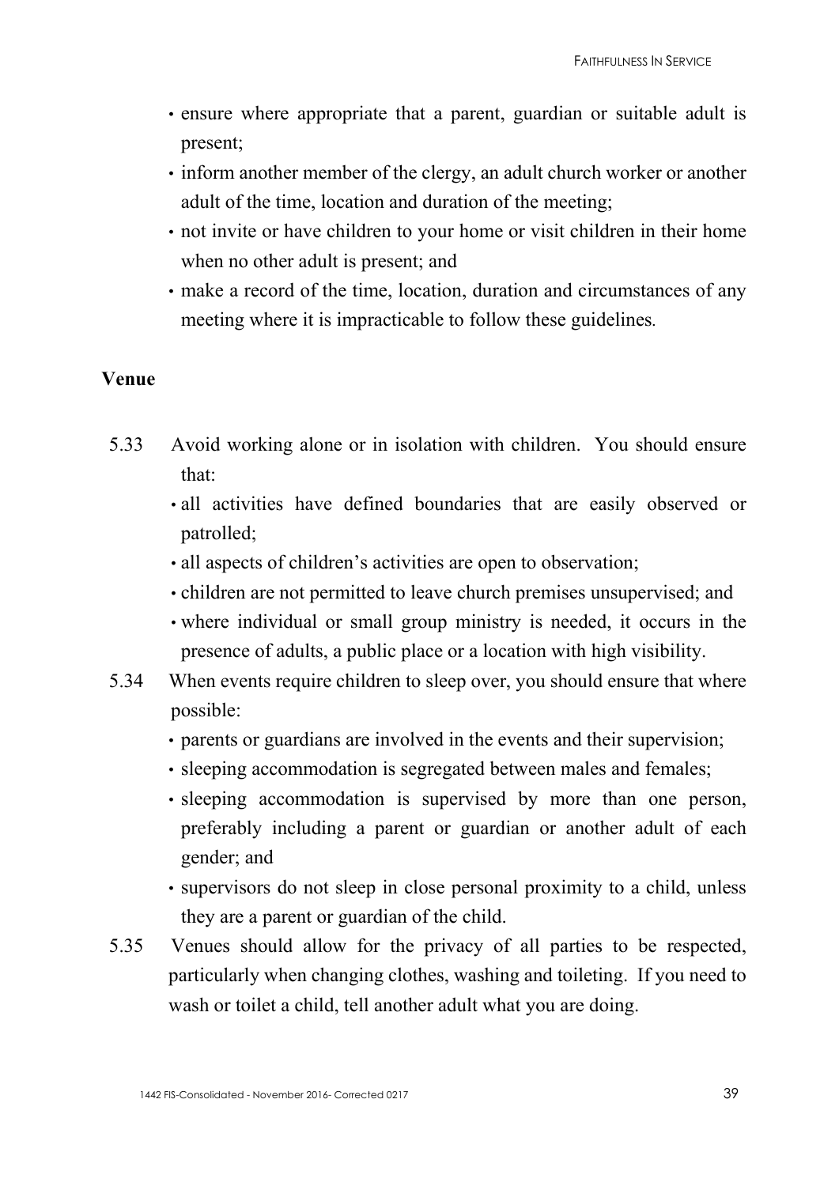- ensure where appropriate that a parent, guardian or suitable adult is present;
- inform another member of the clergy, an adult church worker or another adult of the time, location and duration of the meeting;
- not invite or have children to your home or visit children in their home when no other adult is present; and
- make a record of the time, location, duration and circumstances of any meeting where it is impracticable to follow these guidelines.

**Venue**

5.33 Avoid working alone or in isolation with children. You should ensure that:

- all activities have defined boundaries that are easily observed or patrolled;
- all aspects of children's activities are open to observation;
- children are not permitted to leave church premises unsupervised; and
- where individual or small group ministry is needed, it occurs in the presence of adults, a public place or a location with high visibility.

5.34 When events require children to sleep over, you should ensure that where possible:

- parents or guardians are involved in the events and their supervision;
- sleeping accommodation is segregated between males and females;
- sleeping accommodation is supervised by more than one person, preferably including a parent or guardian or another adult of each gender; and
- supervisors do not sleep in close personal proximity to a child, unless they are a parent or guardian of the child.

5.35 Venues should allow for the privacy of all parties to be respected, particularly when changing clothes, washing and toileting. If you need to wash or toilet a child, tell another adult what you are doing.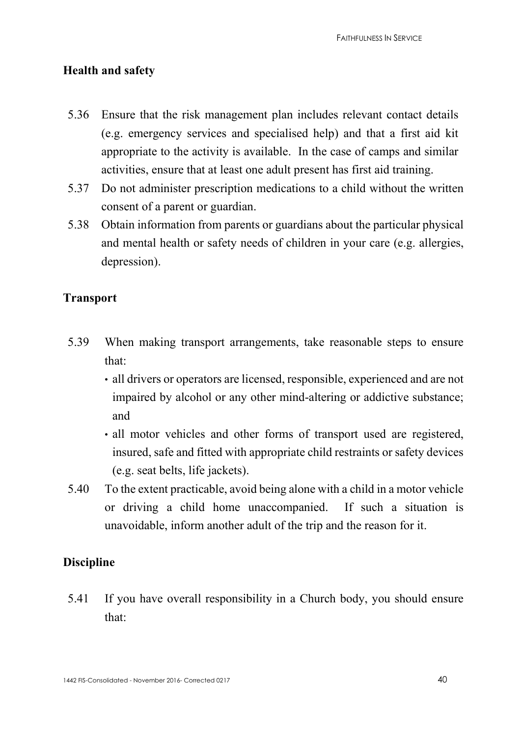## Health and safety

5.36 Ensure that the risk management plan includes relevant contact details (e.g. emergency services and specialised help) and that a first aid kit appropriate to the activity is available. In the case of camps and similar activities, ensure that at least one adult present has first aid training.

5.37 Do not administer prescription medications to a child without the written consent of a parent or guardian.

5.38 Obtain information from parents or guardians about the particular physical and mental health or safety needs of children in your care (e.g. allergies, depression).

## Transport

5.39 When making transport arrangements, take reasonable steps to ensure that:

- all drivers or operators are licensed, responsible, experienced and are not impaired by alcohol or any other mind-altering or addictive substance; and
- all motor vehicles and other forms of transport used are registered, insured, safe and fitted with appropriate child restraints or safety devices (e.g. seat belts, life jackets).

5.40 To the extent practicable, avoid being alone with a child in a motor vehicle or driving a child home unaccompanied. If such a situation is unavoidable, inform another adult of the trip and the reason for it.

## Discipline

5.41 If you have overall responsibility in a Church body, you should ensure that: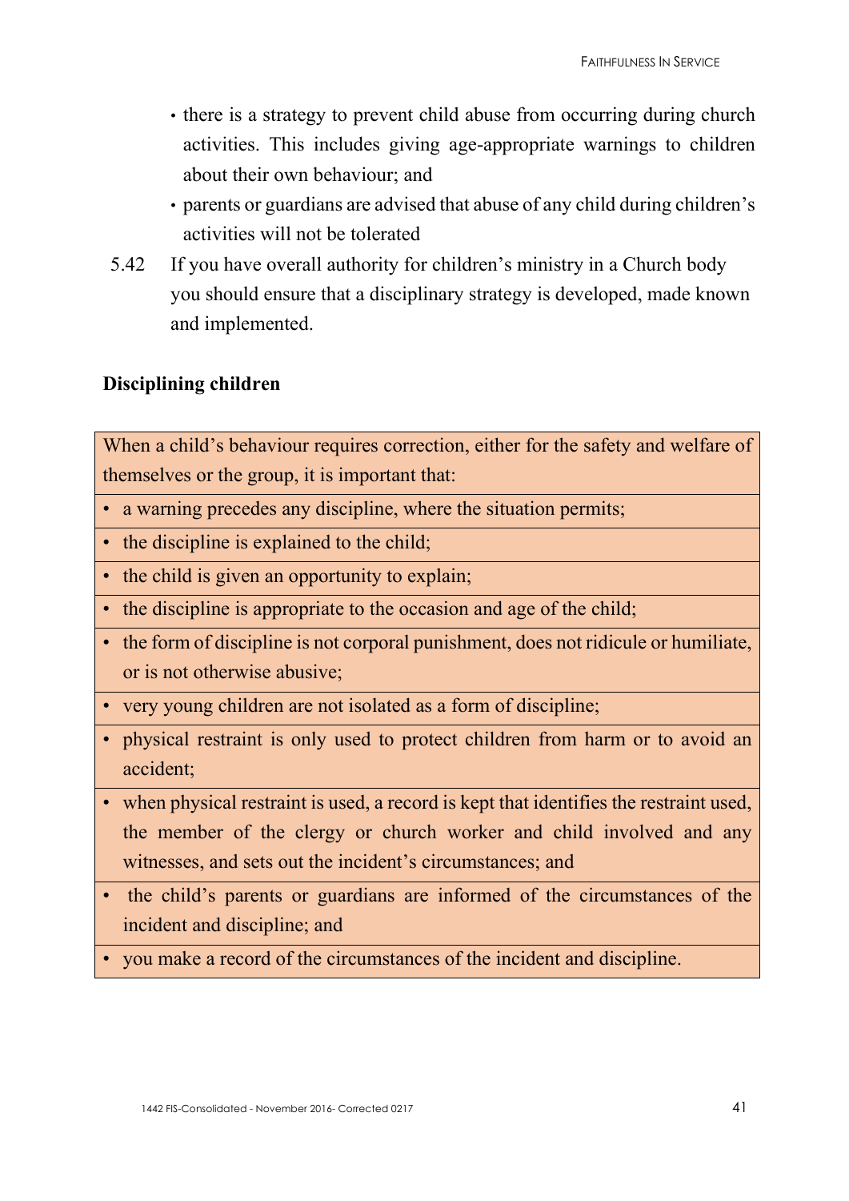- there is a strategy to prevent child abuse from occurring during church activities. This includes giving age-appropriate warnings to children about their own behaviour; and
- parents or guardians are advised that abuse of any child during children's activities will not be tolerated

5.42 If you have overall authority for children's ministry in a Church body you should ensure that a disciplinary strategy is developed, made known and implemented.

**Disciplining children**

| When a child's behaviour requires correction, either for the safety and welfare of themselves or the group, it is important that: |
|---|
| • a warning precedes any discipline, where the situation permits; |
| • the discipline is explained to the child; |
| • the child is given an opportunity to explain; |
| • the discipline is appropriate to the occasion and age of the child; |
| • the form of discipline is not corporal punishment, does not ridicule or humiliate, or is not otherwise abusive; |
| • very young children are not isolated as a form of discipline; |
| • physical restraint is only used to protect children from harm or to avoid an accident; |
| • when physical restraint is used, a record is kept that identifies the restraint used, the member of the clergy or church worker and child involved and any witnesses, and sets out the incident's circumstances; and |
| • the child's parents or guardians are informed of the circumstances of the incident and discipline; and |
| • you make a record of the circumstances of the incident and discipline. |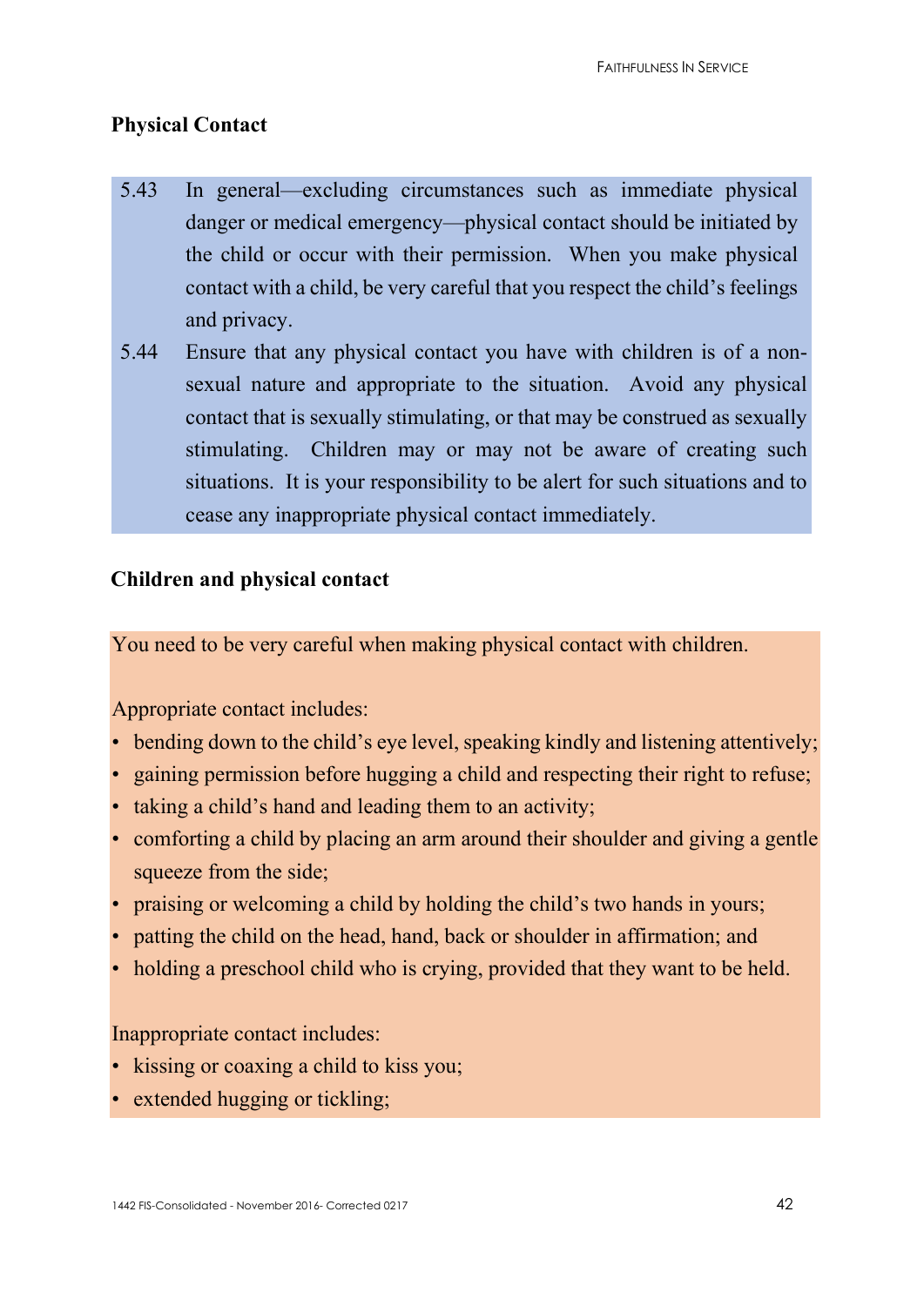## Physical Contact

5.43 In general—excluding circumstances such as immediate physical danger or medical emergency—physical contact should be initiated by the child or occur with their permission. When you make physical contact with a child, be very careful that you respect the child's feelings and privacy.

5.44 Ensure that any physical contact you have with children is of a non-sexual nature and appropriate to the situation. Avoid any physical contact that is sexually stimulating, or that may be construed as sexually stimulating. Children may or may not be aware of creating such situations. It is your responsibility to be alert for such situations and to cease any inappropriate physical contact immediately.

## Children and physical contact

You need to be very careful when making physical contact with children.

Appropriate contact includes:

- bending down to the child's eye level, speaking kindly and listening attentively;
- gaining permission before hugging a child and respecting their right to refuse;
- taking a child's hand and leading them to an activity;
- comforting a child by placing an arm around their shoulder and giving a gentle squeeze from the side;
- praising or welcoming a child by holding the child's two hands in yours;
- patting the child on the head, hand, back or shoulder in affirmation; and
- holding a preschool child who is crying, provided that they want to be held.

Inappropriate contact includes:

- kissing or coaxing a child to kiss you;
- extended hugging or tickling;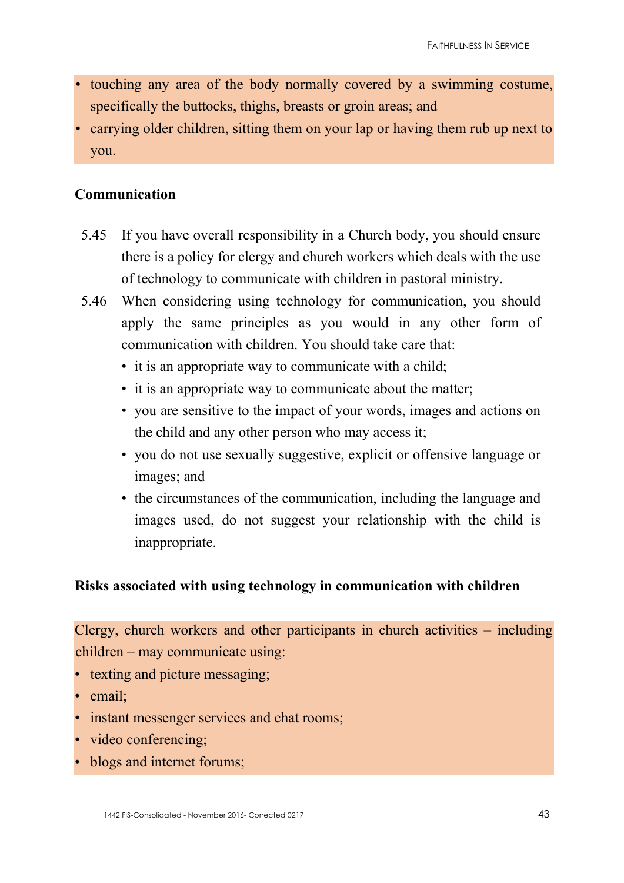- touching any area of the body normally covered by a swimming costume, specifically the buttocks, thighs, breasts or groin areas; and
- carrying older children, sitting them on your lap or having them rub up next to you.

**Communication**

5.45 If you have overall responsibility in a Church body, you should ensure there is a policy for clergy and church workers which deals with the use of technology to communicate with children in pastoral ministry.

5.46 When considering using technology for communication, you should apply the same principles as you would in any other form of communication with children. You should take care that:

- it is an appropriate way to communicate with a child;
- it is an appropriate way to communicate about the matter;
- you are sensitive to the impact of your words, images and actions on the child and any other person who may access it;
- you do not use sexually suggestive, explicit or offensive language or images; and
- the circumstances of the communication, including the language and images used, do not suggest your relationship with the child is inappropriate.

**Risks associated with using technology in communication with children**

Clergy, church workers and other participants in church activities – including children – may communicate using:

- texting and picture messaging;
- email;
- instant messenger services and chat rooms;
- video conferencing;
- blogs and internet forums;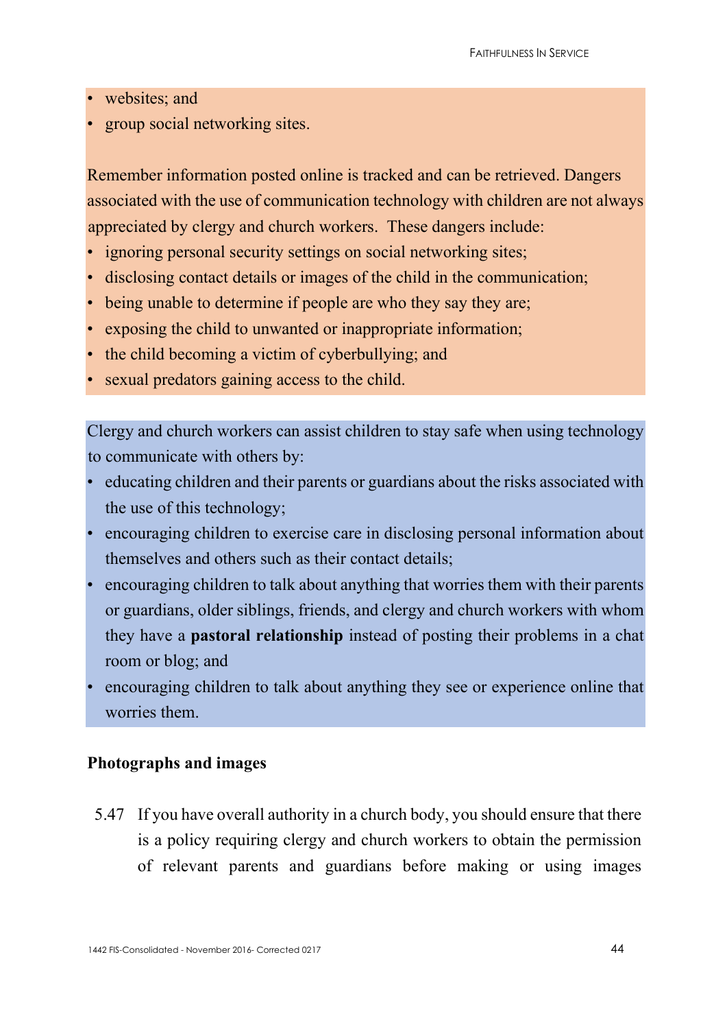- websites; and
- group social networking sites.

Remember information posted online is tracked and can be retrieved. Dangers associated with the use of communication technology with children are not always appreciated by clergy and church workers. These dangers include:

- ignoring personal security settings on social networking sites;
- disclosing contact details or images of the child in the communication;
- being unable to determine if people are who they say they are;
- exposing the child to unwanted or inappropriate information;
- the child becoming a victim of cyberbullying; and
- sexual predators gaining access to the child.

Clergy and church workers can assist children to stay safe when using technology to communicate with others by:

- educating children and their parents or guardians about the risks associated with the use of this technology;
- encouraging children to exercise care in disclosing personal information about themselves and others such as their contact details;
- encouraging children to talk about anything that worries them with their parents or guardians, older siblings, friends, and clergy and church workers with whom they have a **pastoral relationship** instead of posting their problems in a chat room or blog; and
- encouraging children to talk about anything they see or experience online that worries them.

**Photographs and images**

5.47 If you have overall authority in a church body, you should ensure that there is a policy requiring clergy and church workers to obtain the permission of relevant parents and guardians before making or using images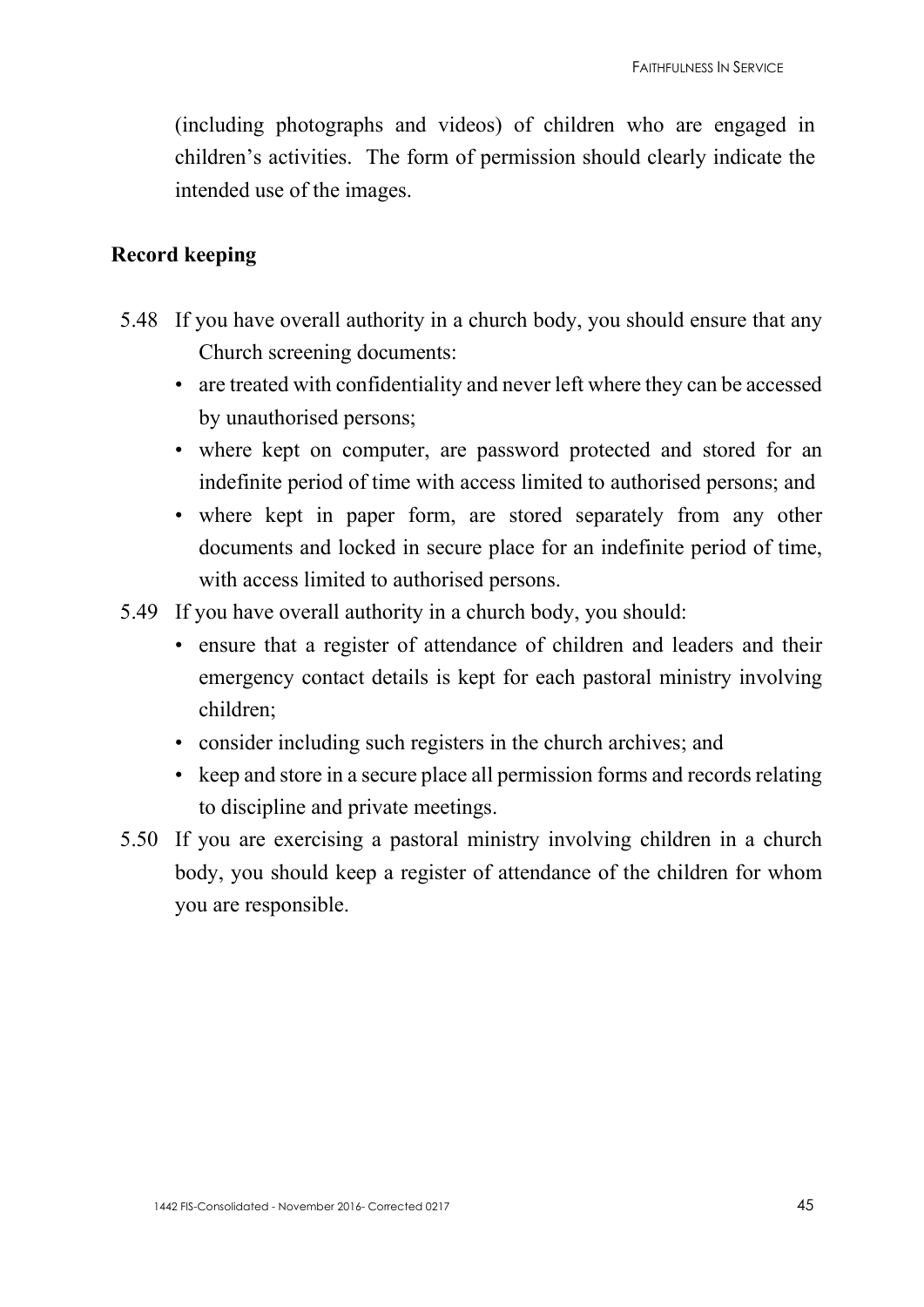(including photographs and videos) of children who are engaged in children's activities. The form of permission should clearly indicate the intended use of the images.

## Record keeping

5.48 If you have overall authority in a church body, you should ensure that any Church screening documents:

- are treated with confidentiality and never left where they can be accessed by unauthorised persons;
- where kept on computer, are password protected and stored for an indefinite period of time with access limited to authorised persons; and
- where kept in paper form, are stored separately from any other documents and locked in secure place for an indefinite period of time, with access limited to authorised persons.

5.49 If you have overall authority in a church body, you should:

- ensure that a register of attendance of children and leaders and their emergency contact details is kept for each pastoral ministry involving children;
- consider including such registers in the church archives; and
- keep and store in a secure place all permission forms and records relating to discipline and private meetings.

5.50 If you are exercising a pastoral ministry involving children in a church body, you should keep a register of attendance of the children for whom you are responsible.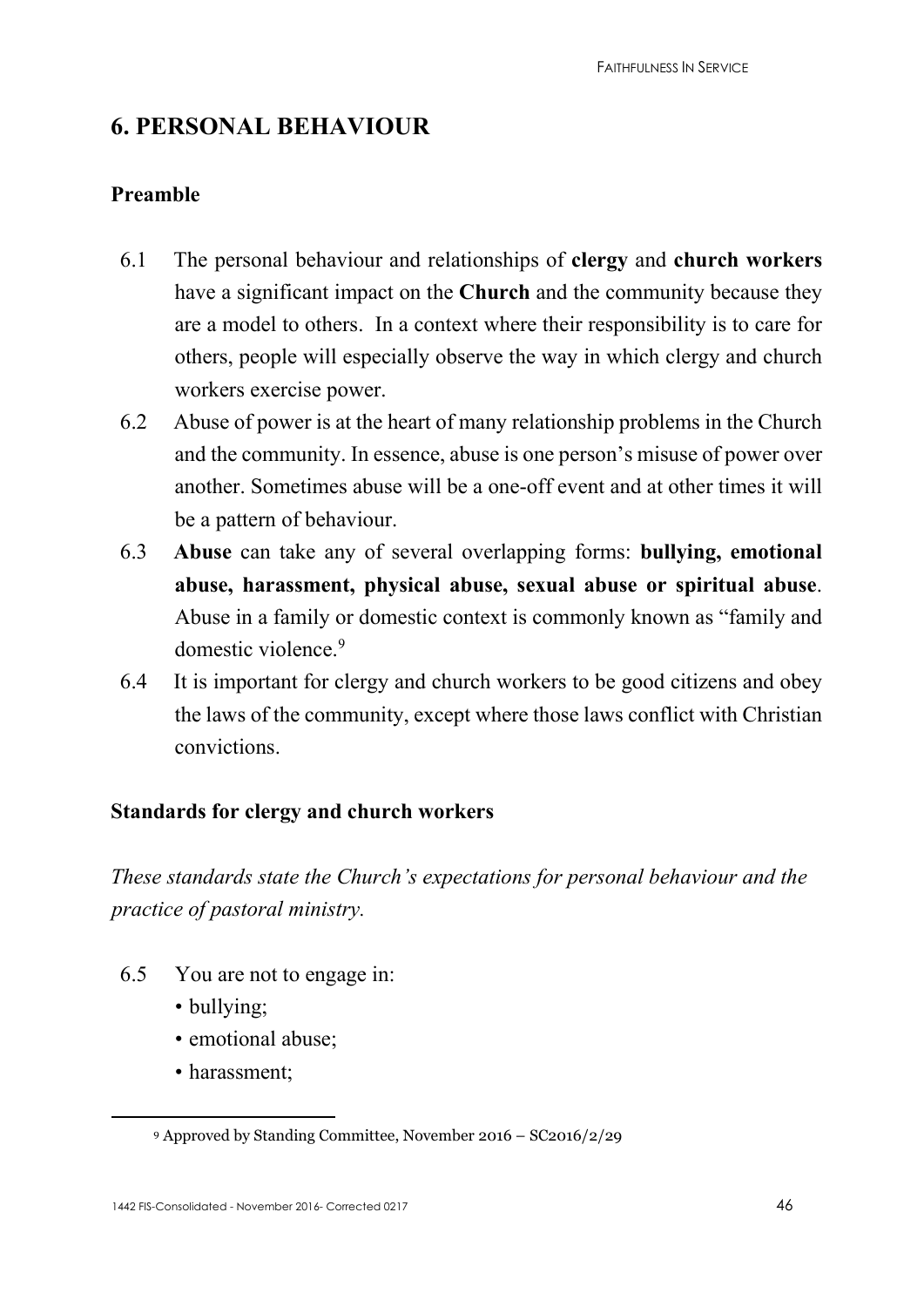## 6. PERSONAL BEHAVIOUR

### Preamble

6.1 The personal behaviour and relationships of **clergy** and **church workers** have a significant impact on the **Church** and the community because they are a model to others. In a context where their responsibility is to care for others, people will especially observe the way in which clergy and church workers exercise power.

6.2 Abuse of power is at the heart of many relationship problems in the Church and the community. In essence, abuse is one person's misuse of power over another. Sometimes abuse will be a one-off event and at other times it will be a pattern of behaviour.

6.3 **Abuse** can take any of several overlapping forms: **bullying, emotional abuse, harassment, physical abuse, sexual abuse or spiritual abuse**. Abuse in a family or domestic context is commonly known as "family and domestic violence.[9]

6.4 It is important for clergy and church workers to be good citizens and obey the laws of the community, except where those laws conflict with Christian convictions.

### Standards for clergy and church workers

*These standards state the Church's expectations for personal behaviour and the practice of pastoral ministry.*

6.5 You are not to engage in:
- bullying;
- emotional abuse;
- harassment;

---

[9] Approved by Standing Committee, November 2016 – SC2016/2/29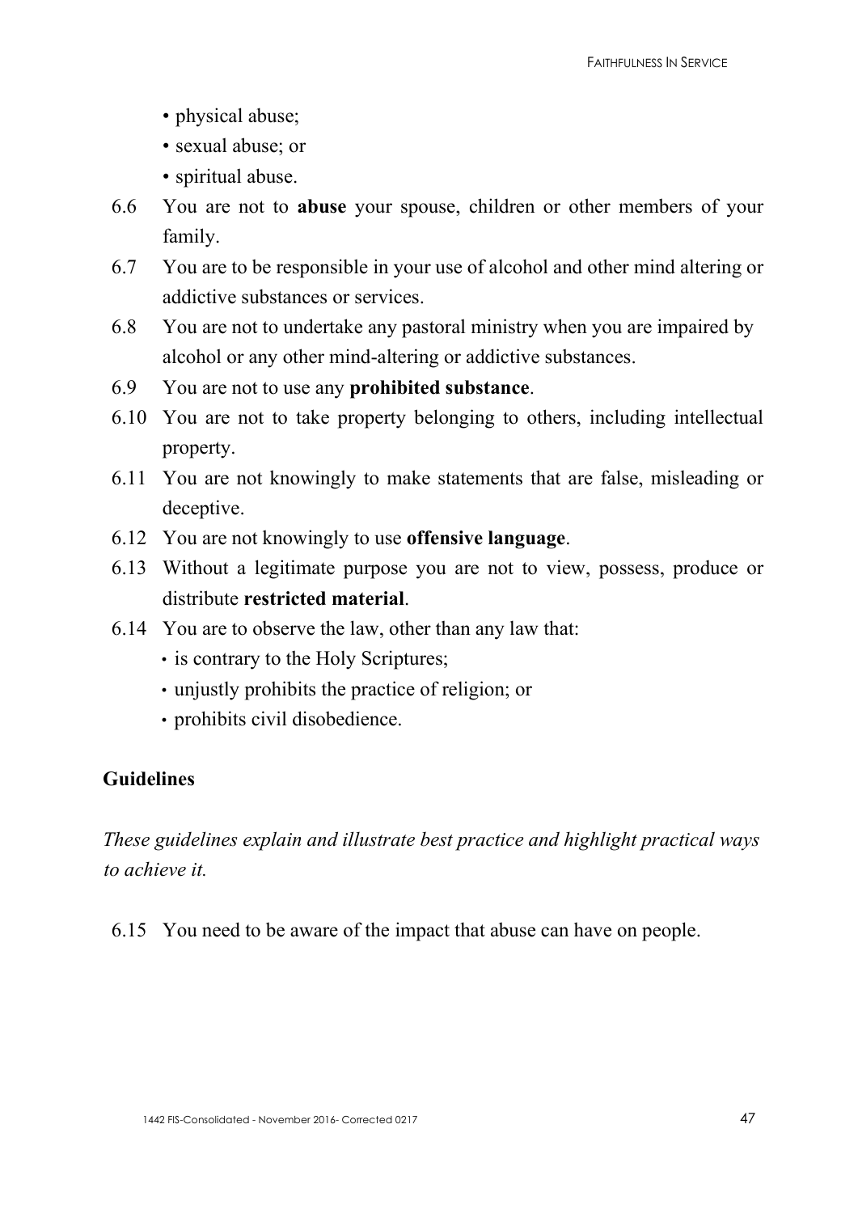- physical abuse;
- sexual abuse; or
- spiritual abuse.

6.6 You are not to **abuse** your spouse, children or other members of your family.

6.7 You are to be responsible in your use of alcohol and other mind altering or addictive substances or services.

6.8 You are not to undertake any pastoral ministry when you are impaired by alcohol or any other mind-altering or addictive substances.

6.9 You are not to use any **prohibited substance**.

6.10 You are not to take property belonging to others, including intellectual property.

6.11 You are not knowingly to make statements that are false, misleading or deceptive.

6.12 You are not knowingly to use **offensive language**.

6.13 Without a legitimate purpose you are not to view, possess, produce or distribute **restricted material**.

6.14 You are to observe the law, other than any law that:
- is contrary to the Holy Scriptures;
- unjustly prohibits the practice of religion; or
- prohibits civil disobedience.

### Guidelines

*These guidelines explain and illustrate best practice and highlight practical ways to achieve it.*

6.15 You need to be aware of the impact that abuse can have on people.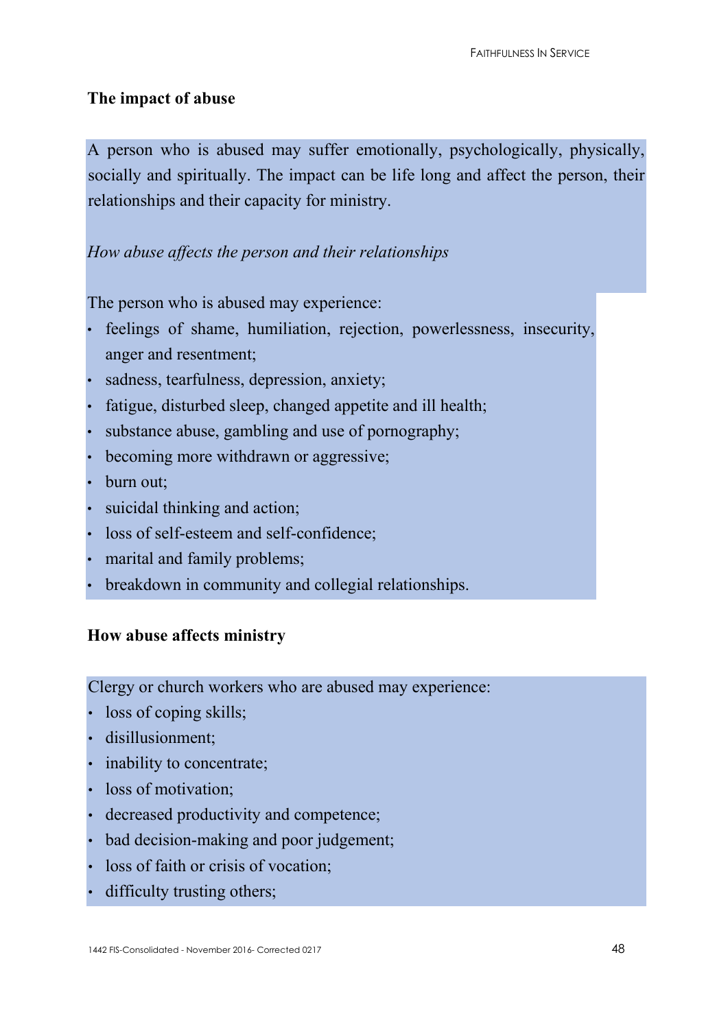## The impact of abuse

A person who is abused may suffer emotionally, psychologically, physically, socially and spiritually. The impact can be life long and affect the person, their relationships and their capacity for ministry.

*How abuse affects the person and their relationships*

The person who is abused may experience:

- feelings of shame, humiliation, rejection, powerlessness, insecurity, anger and resentment;
- sadness, tearfulness, depression, anxiety;
- fatigue, disturbed sleep, changed appetite and ill health;
- substance abuse, gambling and use of pornography;
- becoming more withdrawn or aggressive;
- burn out;
- suicidal thinking and action;
- loss of self-esteem and self-confidence;
- marital and family problems;
- breakdown in community and collegial relationships.

## How abuse affects ministry

Clergy or church workers who are abused may experience:

- loss of coping skills;
- disillusionment;
- inability to concentrate;
- loss of motivation;
- decreased productivity and competence;
- bad decision-making and poor judgement;
- loss of faith or crisis of vocation;
- difficulty trusting others;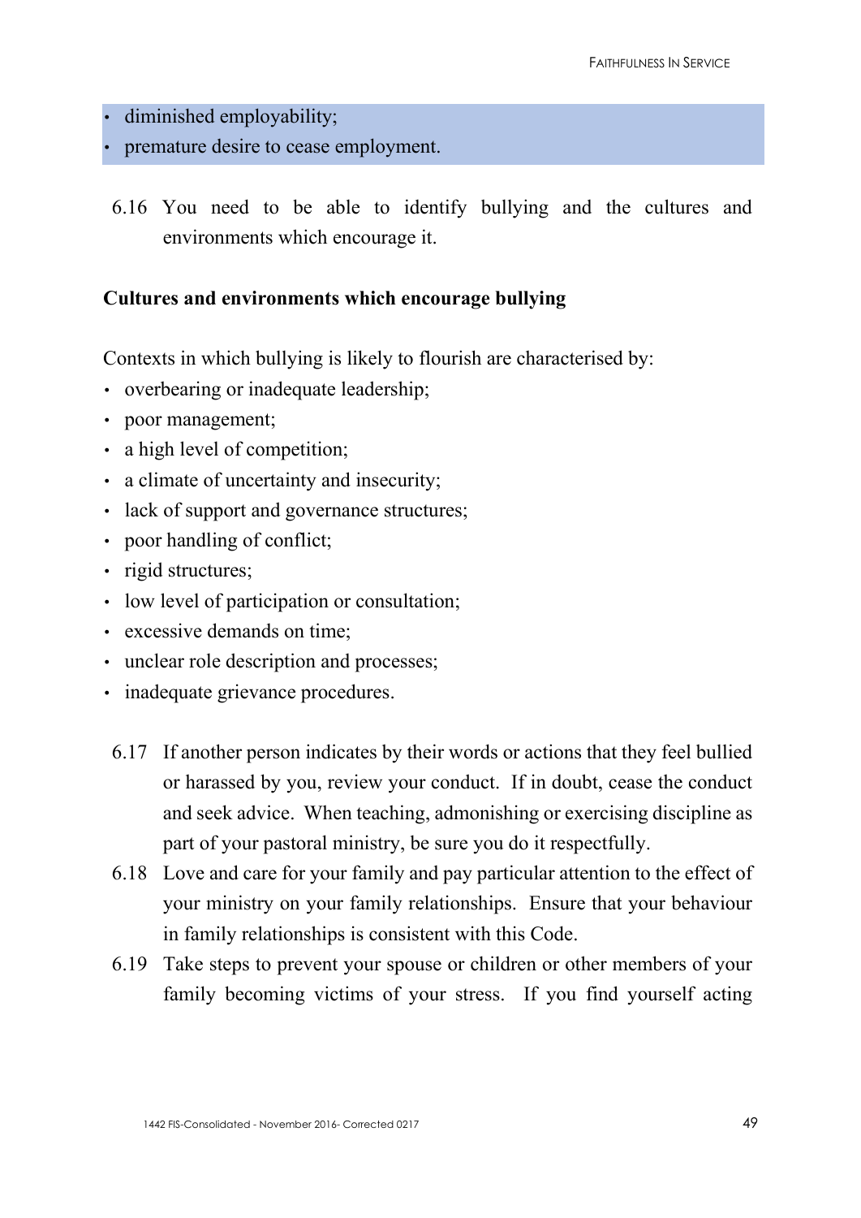- diminished employability;
- premature desire to cease employment.

6.16 You need to be able to identify bullying and the cultures and environments which encourage it.

**Cultures and environments which encourage bullying**

Contexts in which bullying is likely to flourish are characterised by:

- overbearing or inadequate leadership;
- poor management;
- a high level of competition;
- a climate of uncertainty and insecurity;
- lack of support and governance structures;
- poor handling of conflict;
- rigid structures;
- low level of participation or consultation;
- excessive demands on time;
- unclear role description and processes;
- inadequate grievance procedures.

6.17 If another person indicates by their words or actions that they feel bullied or harassed by you, review your conduct. If in doubt, cease the conduct and seek advice. When teaching, admonishing or exercising discipline as part of your pastoral ministry, be sure you do it respectfully.

6.18 Love and care for your family and pay particular attention to the effect of your ministry on your family relationships. Ensure that your behaviour in family relationships is consistent with this Code.

6.19 Take steps to prevent your spouse or children or other members of your family becoming victims of your stress. If you find yourself acting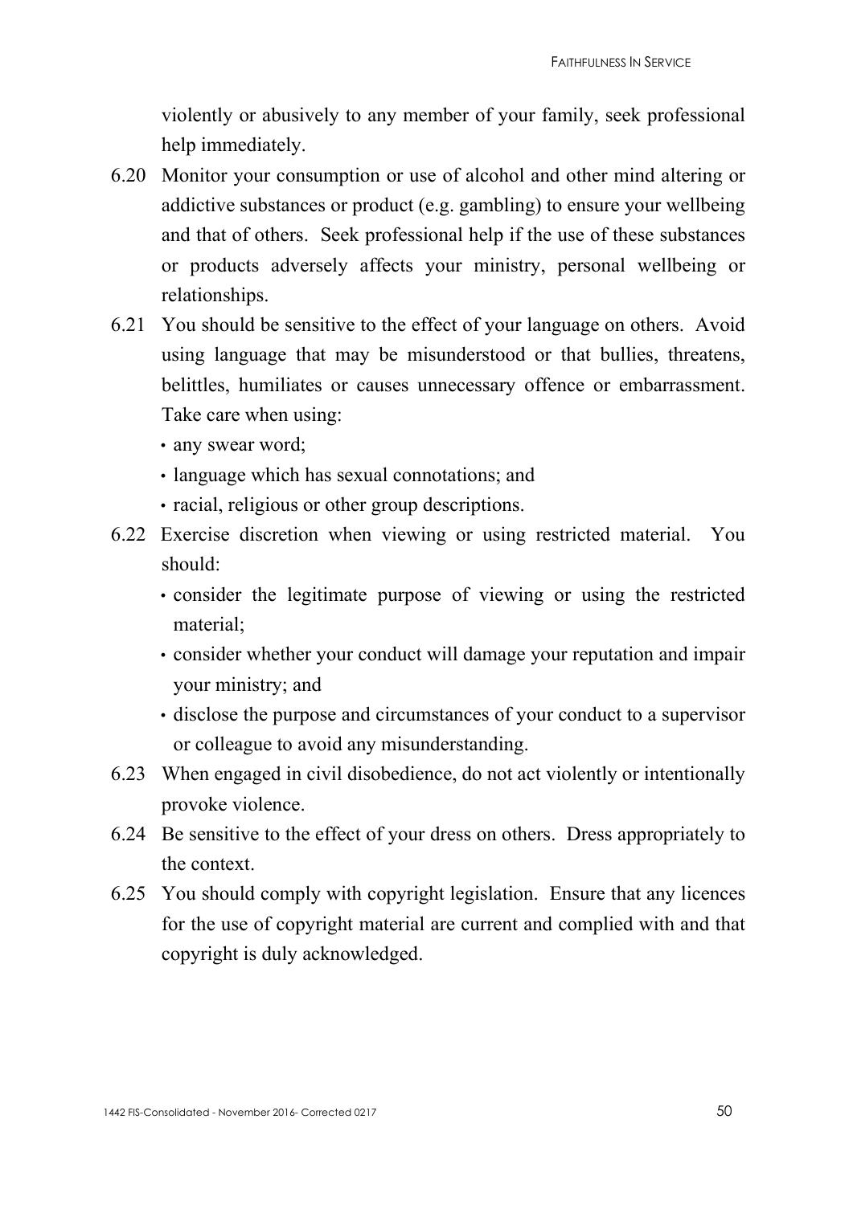violently or abusively to any member of your family, seek professional help immediately.

6.20 Monitor your consumption or use of alcohol and other mind altering or addictive substances or product (e.g. gambling) to ensure your wellbeing and that of others. Seek professional help if the use of these substances or products adversely affects your ministry, personal wellbeing or relationships.

6.21 You should be sensitive to the effect of your language on others. Avoid using language that may be misunderstood or that bullies, threatens, belittles, humiliates or causes unnecessary offence or embarrassment. Take care when using:

- any swear word;
- language which has sexual connotations; and
- racial, religious or other group descriptions.

6.22 Exercise discretion when viewing or using restricted material. You should:

- consider the legitimate purpose of viewing or using the restricted material;
- consider whether your conduct will damage your reputation and impair your ministry; and
- disclose the purpose and circumstances of your conduct to a supervisor or colleague to avoid any misunderstanding.

6.23 When engaged in civil disobedience, do not act violently or intentionally provoke violence.

6.24 Be sensitive to the effect of your dress on others. Dress appropriately to the context.

6.25 You should comply with copyright legislation. Ensure that any licences for the use of copyright material are current and complied with and that copyright is duly acknowledged.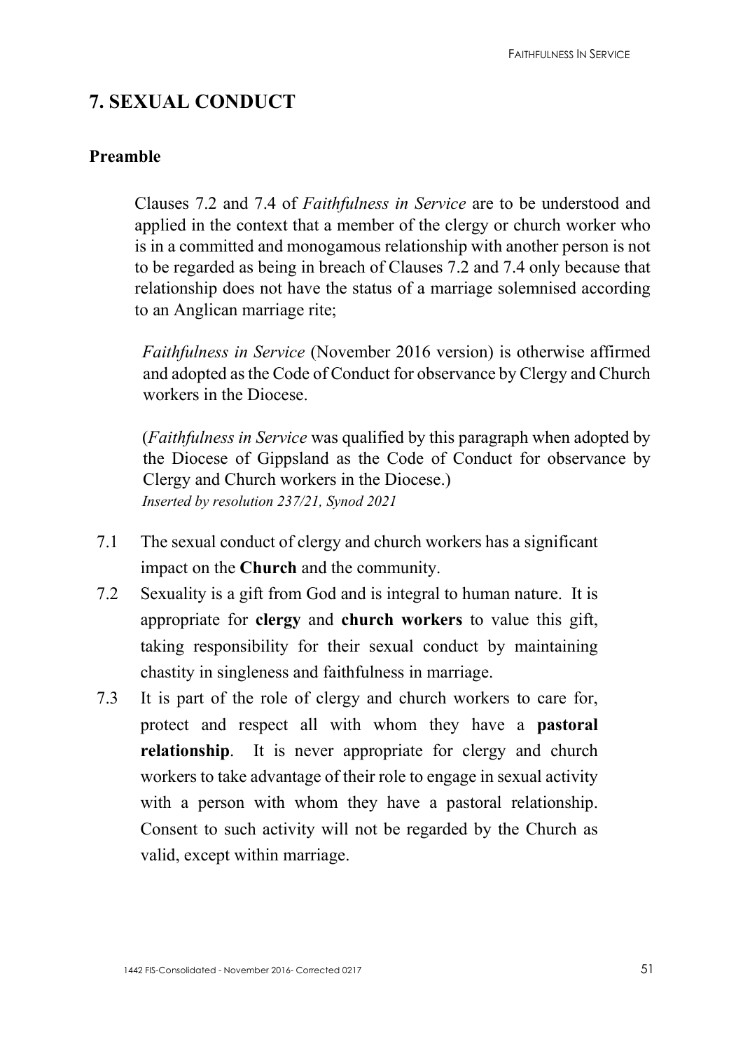## 7. SEXUAL CONDUCT

### Preamble

Clauses 7.2 and 7.4 of *Faithfulness in Service* are to be understood and applied in the context that a member of the clergy or church worker who is in a committed and monogamous relationship with another person is not to be regarded as being in breach of Clauses 7.2 and 7.4 only because that relationship does not have the status of a marriage solemnised according to an Anglican marriage rite;

*Faithfulness in Service* (November 2016 version) is otherwise affirmed and adopted as the Code of Conduct for observance by Clergy and Church workers in the Diocese.

(*Faithfulness in Service* was qualified by this paragraph when adopted by the Diocese of Gippsland as the Code of Conduct for observance by Clergy and Church workers in the Diocese.)
*Inserted by resolution 237/21, Synod 2021*

7.1 The sexual conduct of clergy and church workers has a significant impact on the **Church** and the community.

7.2 Sexuality is a gift from God and is integral to human nature. It is appropriate for **clergy** and **church workers** to value this gift, taking responsibility for their sexual conduct by maintaining chastity in singleness and faithfulness in marriage.

7.3 It is part of the role of clergy and church workers to care for, protect and respect all with whom they have a **pastoral relationship**. It is never appropriate for clergy and church workers to take advantage of their role to engage in sexual activity with a person with whom they have a pastoral relationship. Consent to such activity will not be regarded by the Church as valid, except within marriage.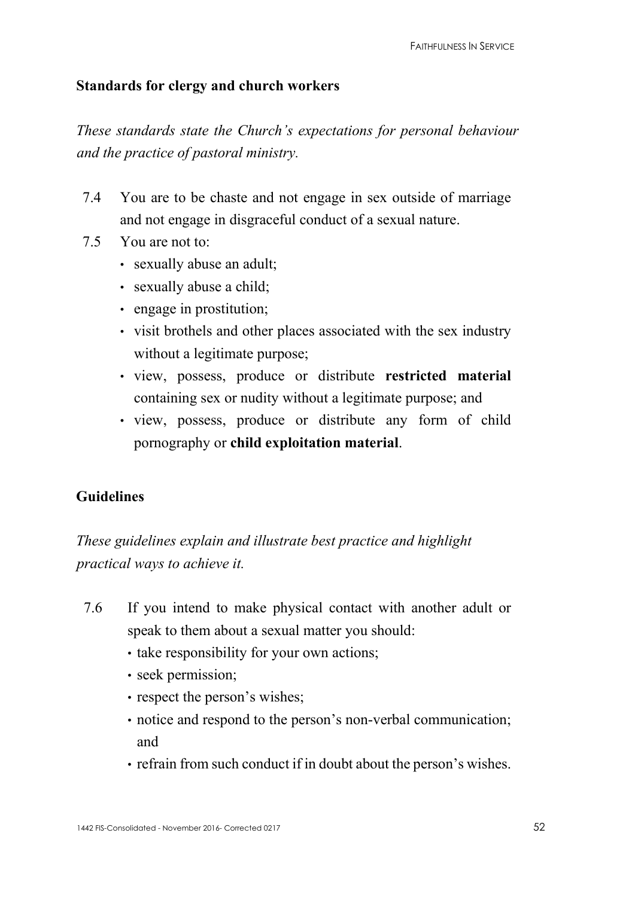## Standards for clergy and church workers

*These standards state the Church's expectations for personal behaviour and the practice of pastoral ministry.*

7.4 You are to be chaste and not engage in sex outside of marriage and not engage in disgraceful conduct of a sexual nature.

7.5 You are not to:

- sexually abuse an adult;
- sexually abuse a child;
- engage in prostitution;
- visit brothels and other places associated with the sex industry without a legitimate purpose;
- view, possess, produce or distribute **restricted material** containing sex or nudity without a legitimate purpose; and
- view, possess, produce or distribute any form of child pornography or **child exploitation material**.

## Guidelines

*These guidelines explain and illustrate best practice and highlight practical ways to achieve it.*

7.6 If you intend to make physical contact with another adult or speak to them about a sexual matter you should:

- take responsibility for your own actions;
- seek permission;
- respect the person's wishes;
- notice and respond to the person's non-verbal communication; and
- refrain from such conduct if in doubt about the person's wishes.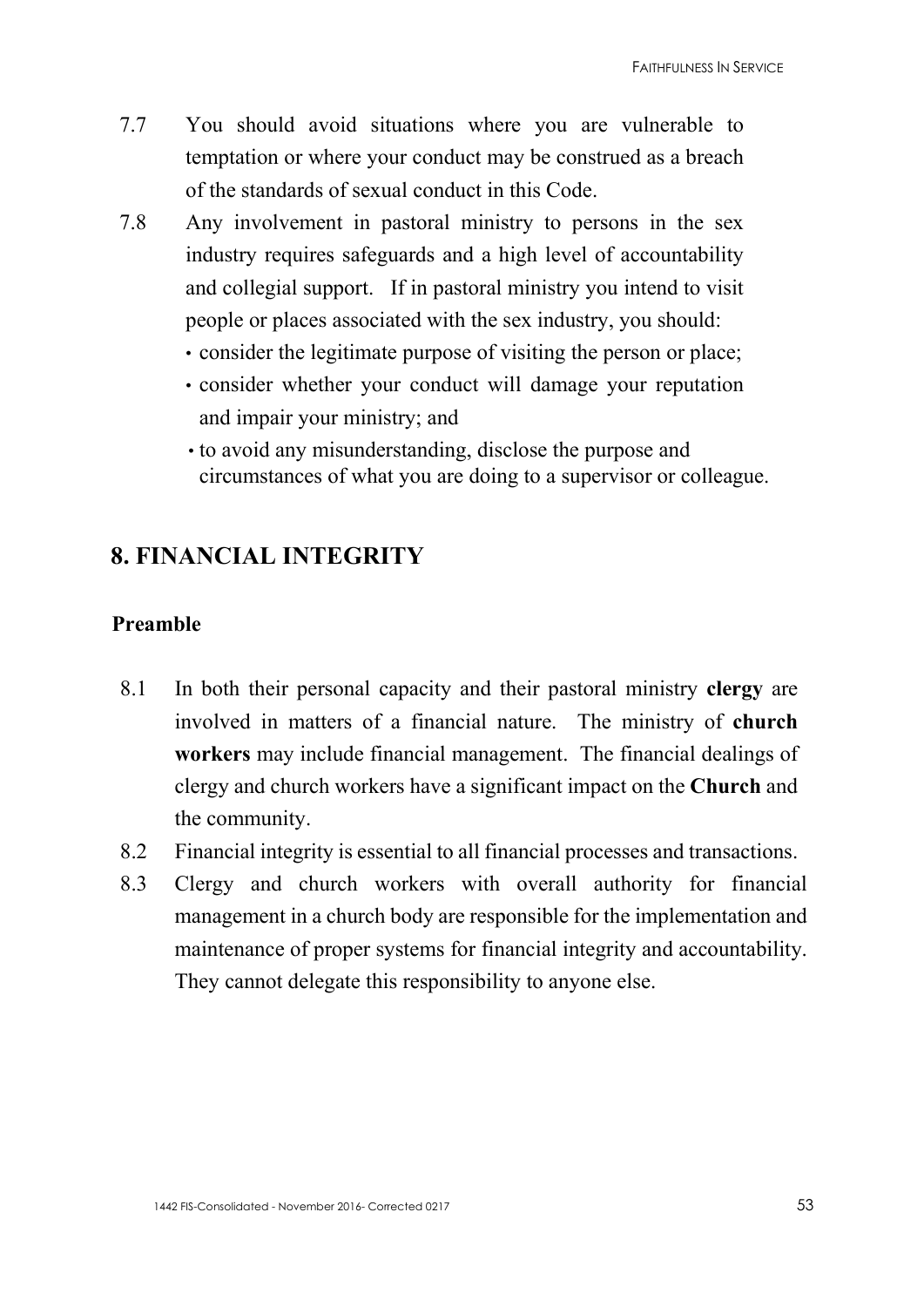7.7 You should avoid situations where you are vulnerable to temptation or where your conduct may be construed as a breach of the standards of sexual conduct in this Code.

7.8 Any involvement in pastoral ministry to persons in the sex industry requires safeguards and a high level of accountability and collegial support. If in pastoral ministry you intend to visit people or places associated with the sex industry, you should:

- consider the legitimate purpose of visiting the person or place;
- consider whether your conduct will damage your reputation and impair your ministry; and
- to avoid any misunderstanding, disclose the purpose and circumstances of what you are doing to a supervisor or colleague.

## 8. FINANCIAL INTEGRITY

### Preamble

8.1 In both their personal capacity and their pastoral ministry **clergy** are involved in matters of a financial nature. The ministry of **church workers** may include financial management. The financial dealings of clergy and church workers have a significant impact on the **Church** and the community.

8.2 Financial integrity is essential to all financial processes and transactions.

8.3 Clergy and church workers with overall authority for financial management in a church body are responsible for the implementation and maintenance of proper systems for financial integrity and accountability. They cannot delegate this responsibility to anyone else.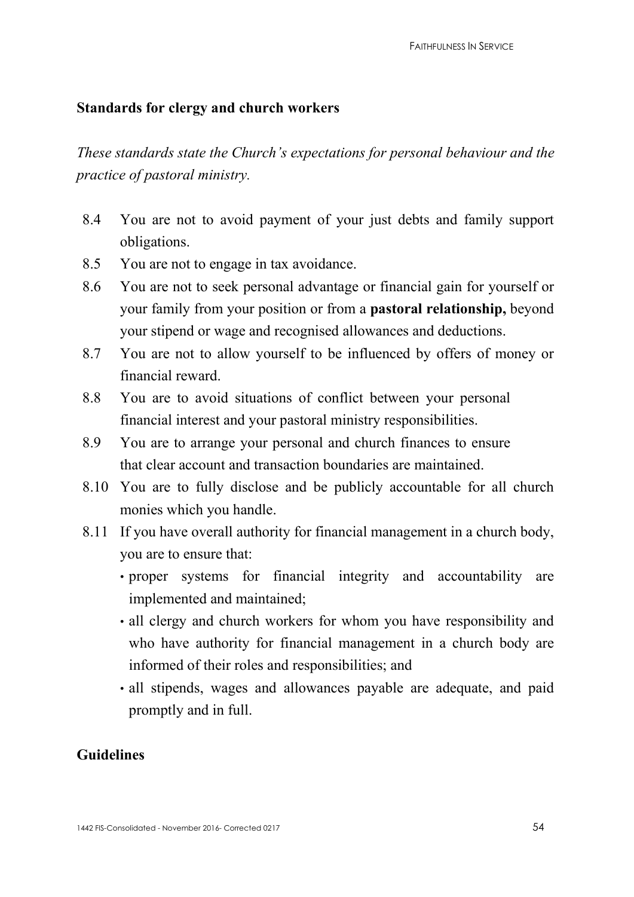## Standards for clergy and church workers

*These standards state the Church's expectations for personal behaviour and the practice of pastoral ministry.*

8.4 You are not to avoid payment of your just debts and family support obligations.

8.5 You are not to engage in tax avoidance.

8.6 You are not to seek personal advantage or financial gain for yourself or your family from your position or from a **pastoral relationship,** beyond your stipend or wage and recognised allowances and deductions.

8.7 You are not to allow yourself to be influenced by offers of money or financial reward.

8.8 You are to avoid situations of conflict between your personal financial interest and your pastoral ministry responsibilities.

8.9 You are to arrange your personal and church finances to ensure that clear account and transaction boundaries are maintained.

8.10 You are to fully disclose and be publicly accountable for all church monies which you handle.

8.11 If you have overall authority for financial management in a church body, you are to ensure that:

- proper systems for financial integrity and accountability are implemented and maintained;
- all clergy and church workers for whom you have responsibility and who have authority for financial management in a church body are informed of their roles and responsibilities; and
- all stipends, wages and allowances payable are adequate, and paid promptly and in full.

## Guidelines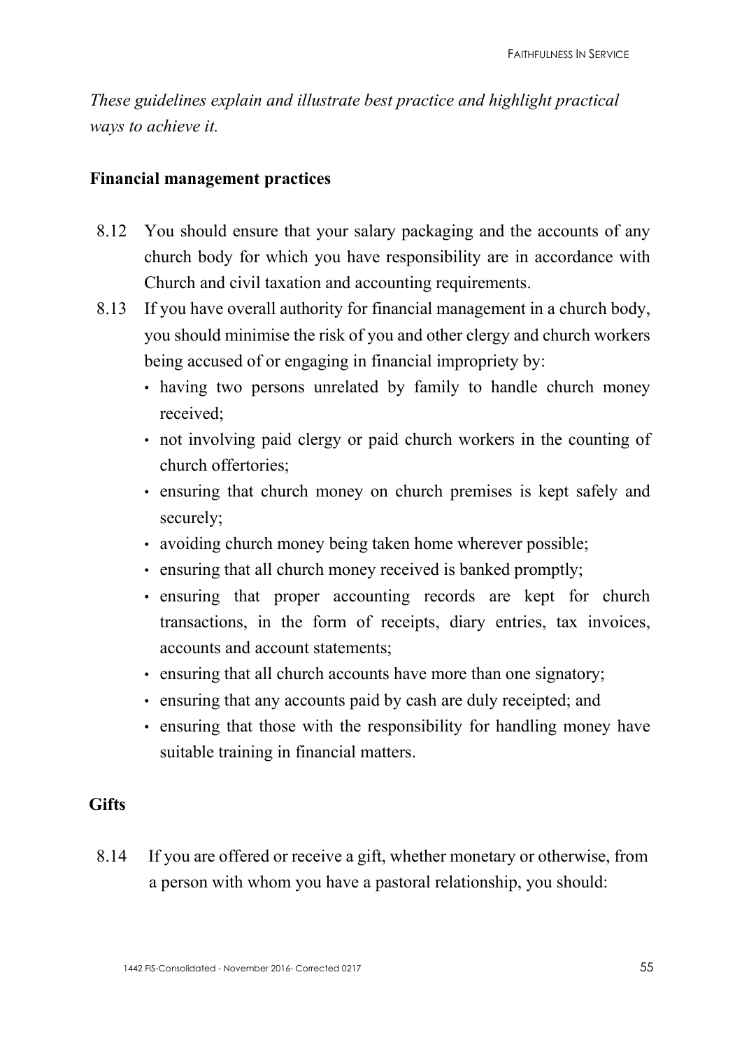*These guidelines explain and illustrate best practice and highlight practical ways to achieve it.*

**Financial management practices**

8.12 You should ensure that your salary packaging and the accounts of any church body for which you have responsibility are in accordance with Church and civil taxation and accounting requirements.

8.13 If you have overall authority for financial management in a church body, you should minimise the risk of you and other clergy and church workers being accused of or engaging in financial impropriety by:

- having two persons unrelated by family to handle church money received;
- not involving paid clergy or paid church workers in the counting of church offertories;
- ensuring that church money on church premises is kept safely and securely;
- avoiding church money being taken home wherever possible;
- ensuring that all church money received is banked promptly;
- ensuring that proper accounting records are kept for church transactions, in the form of receipts, diary entries, tax invoices, accounts and account statements;
- ensuring that all church accounts have more than one signatory;
- ensuring that any accounts paid by cash are duly receipted; and
- ensuring that those with the responsibility for handling money have suitable training in financial matters.

**Gifts**

8.14 If you are offered or receive a gift, whether monetary or otherwise, from a person with whom you have a pastoral relationship, you should: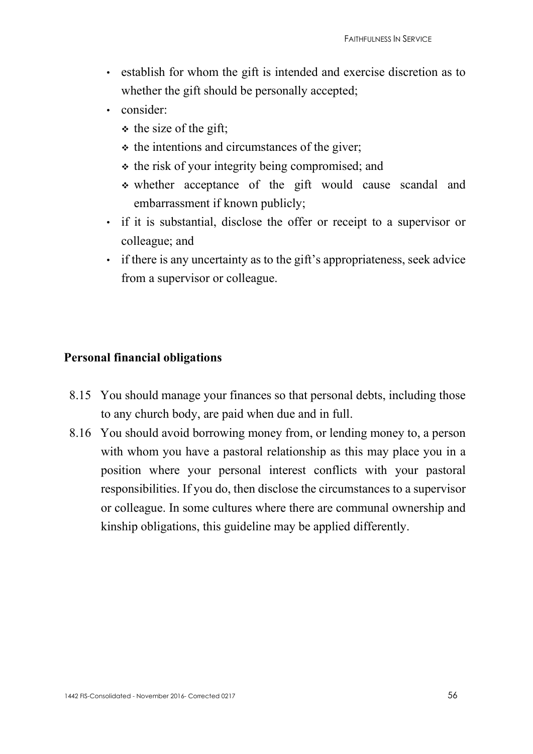- establish for whom the gift is intended and exercise discretion as to whether the gift should be personally accepted;
- consider:
  - the size of the gift;
  - the intentions and circumstances of the giver;
  - the risk of your integrity being compromised; and
  - whether acceptance of the gift would cause scandal and embarrassment if known publicly;
- if it is substantial, disclose the offer or receipt to a supervisor or colleague; and
- if there is any uncertainty as to the gift's appropriateness, seek advice from a supervisor or colleague.

**Personal financial obligations**

8.15 You should manage your finances so that personal debts, including those to any church body, are paid when due and in full.

8.16 You should avoid borrowing money from, or lending money to, a person with whom you have a pastoral relationship as this may place you in a position where your personal interest conflicts with your pastoral responsibilities. If you do, then disclose the circumstances to a supervisor or colleague. In some cultures where there are communal ownership and kinship obligations, this guideline may be applied differently.